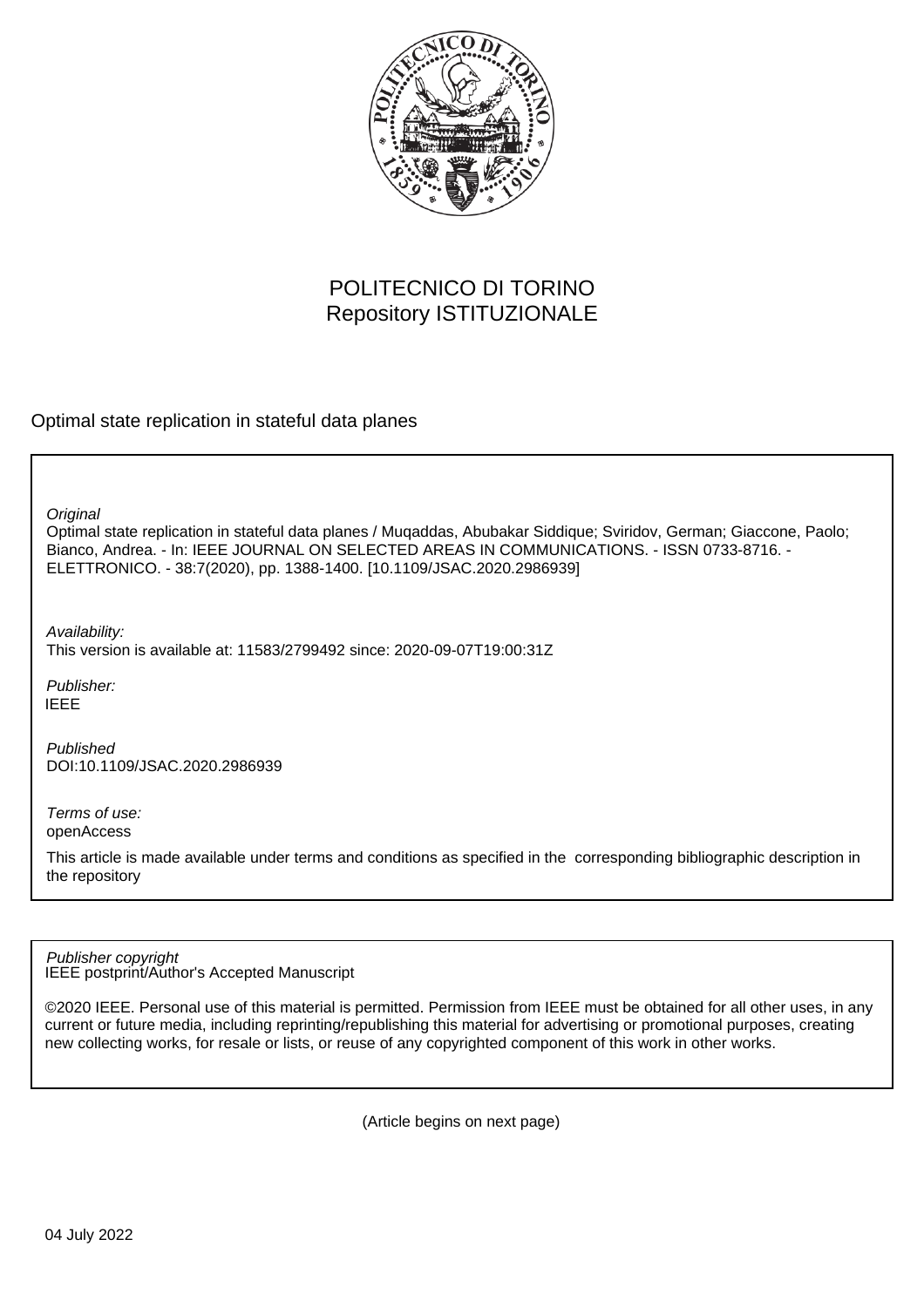POLITECNICO DI TORINO
Repository ISTITUZIONALE

Optimal state replication in stateful data planes

*Original*
Optimal state replication in stateful data planes / Muqaddas, Abubakar Siddique; Sviridov, German; Giaccone, Paolo; Bianco, Andrea. - In: IEEE JOURNAL ON SELECTED AREAS IN COMMUNICATIONS. - ISSN 0733-8716. - ELETTRONICO. - 38:7(2020), pp. 1388-1400. [10.1109/JSAC.2020.2986939]

*Availability:*
This version is available at: 11583/2799492 since: 2020-09-07T19:00:31Z

*Publisher:*
IEEE

*Published*
DOI:10.1109/JSAC.2020.2986939

*Terms of use:*
openAccess

This article is made available under terms and conditions as specified in the corresponding bibliographic description in the repository

*Publisher copyright*
IEEE postprint/Author's Accepted Manuscript

©2020 IEEE. Personal use of this material is permitted. Permission from IEEE must be obtained for all other uses, in any current or future media, including reprinting/republishing this material for advertising or promotional purposes, creating new collecting works, for resale or lists, or reuse of any copyrighted component of this work in other works.

(Article begins on next page)

04 July 2022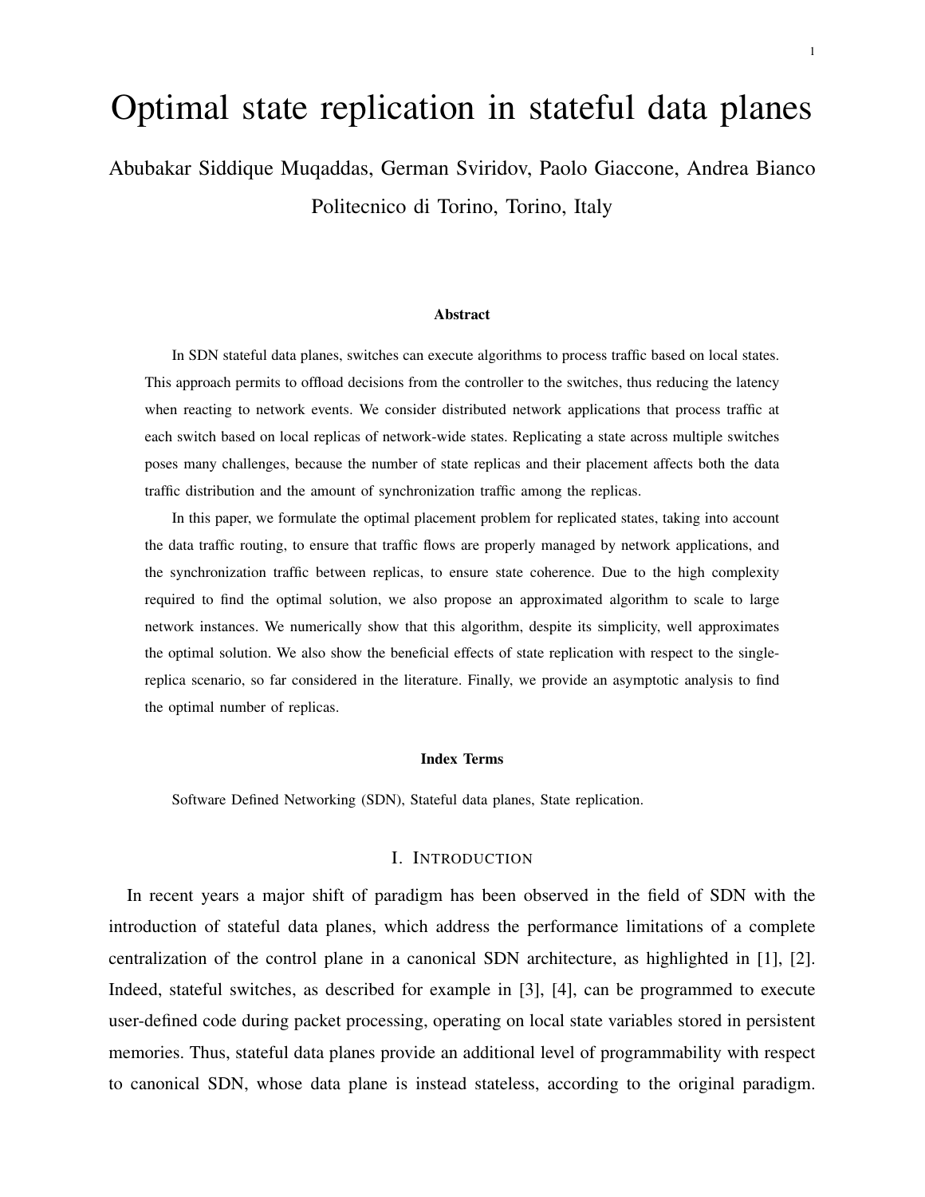# Optimal state replication in stateful data planes

Abubakar Siddique Muqaddas, German Sviridov, Paolo Giaccone, Andrea Bianco

Politecnico di Torino, Torino, Italy

### Abstract

In SDN stateful data planes, switches can execute algorithms to process traffic based on local states. This approach permits to offload decisions from the controller to the switches, thus reducing the latency when reacting to network events. We consider distributed network applications that process traffic at each switch based on local replicas of network-wide states. Replicating a state across multiple switches poses many challenges, because the number of state replicas and their placement affects both the data traffic distribution and the amount of synchronization traffic among the replicas.

In this paper, we formulate the optimal placement problem for replicated states, taking into account the data traffic routing, to ensure that traffic flows are properly managed by network applications, and the synchronization traffic between replicas, to ensure state coherence. Due to the high complexity required to find the optimal solution, we also propose an approximated algorithm to scale to large network instances. We numerically show that this algorithm, despite its simplicity, well approximates the optimal solution. We also show the beneficial effects of state replication with respect to the single-replica scenario, so far considered in the literature. Finally, we provide an asymptotic analysis to find the optimal number of replicas.

### Index Terms

Software Defined Networking (SDN), Stateful data planes, State replication.

## I. Introduction

In recent years a major shift of paradigm has been observed in the field of SDN with the introduction of stateful data planes, which address the performance limitations of a complete centralization of the control plane in a canonical SDN architecture, as highlighted in [1], [2]. Indeed, stateful switches, as described for example in [3], [4], can be programmed to execute user-defined code during packet processing, operating on local state variables stored in persistent memories. Thus, stateful data planes provide an additional level of programmability with respect to canonical SDN, whose data plane is instead stateless, according to the original paradigm.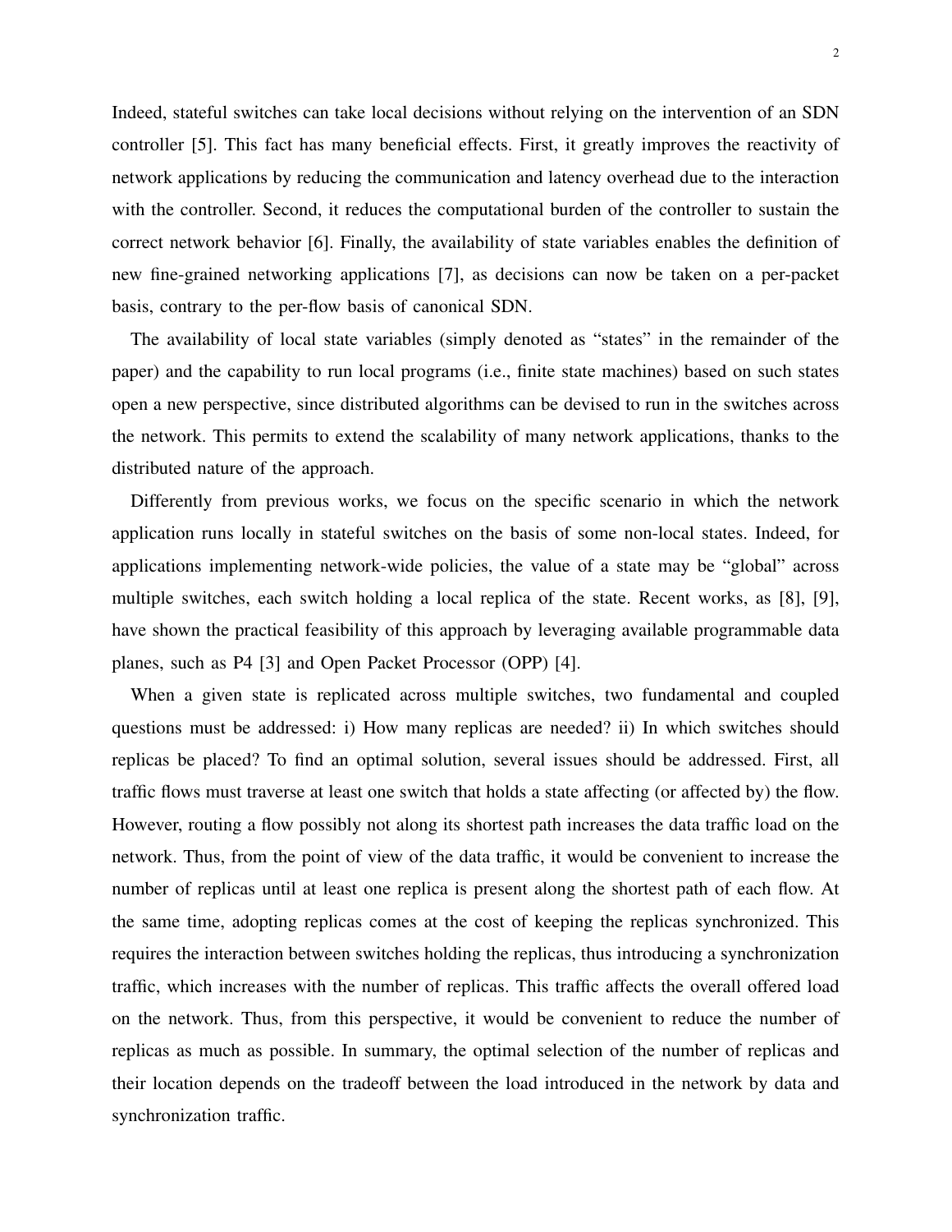Indeed, stateful switches can take local decisions without relying on the intervention of an SDN controller [5]. This fact has many beneficial effects. First, it greatly improves the reactivity of network applications by reducing the communication and latency overhead due to the interaction with the controller. Second, it reduces the computational burden of the controller to sustain the correct network behavior [6]. Finally, the availability of state variables enables the definition of new fine-grained networking applications [7], as decisions can now be taken on a per-packet basis, contrary to the per-flow basis of canonical SDN.

The availability of local state variables (simply denoted as "states" in the remainder of the paper) and the capability to run local programs (i.e., finite state machines) based on such states open a new perspective, since distributed algorithms can be devised to run in the switches across the network. This permits to extend the scalability of many network applications, thanks to the distributed nature of the approach.

Differently from previous works, we focus on the specific scenario in which the network application runs locally in stateful switches on the basis of some non-local states. Indeed, for applications implementing network-wide policies, the value of a state may be "global" across multiple switches, each switch holding a local replica of the state. Recent works, as [8], [9], have shown the practical feasibility of this approach by leveraging available programmable data planes, such as P4 [3] and Open Packet Processor (OPP) [4].

When a given state is replicated across multiple switches, two fundamental and coupled questions must be addressed: i) How many replicas are needed? ii) In which switches should replicas be placed? To find an optimal solution, several issues should be addressed. First, all traffic flows must traverse at least one switch that holds a state affecting (or affected by) the flow. However, routing a flow possibly not along its shortest path increases the data traffic load on the network. Thus, from the point of view of the data traffic, it would be convenient to increase the number of replicas until at least one replica is present along the shortest path of each flow. At the same time, adopting replicas comes at the cost of keeping the replicas synchronized. This requires the interaction between switches holding the replicas, thus introducing a synchronization traffic, which increases with the number of replicas. This traffic affects the overall offered load on the network. Thus, from this perspective, it would be convenient to reduce the number of replicas as much as possible. In summary, the optimal selection of the number of replicas and their location depends on the tradeoff between the load introduced in the network by data and synchronization traffic.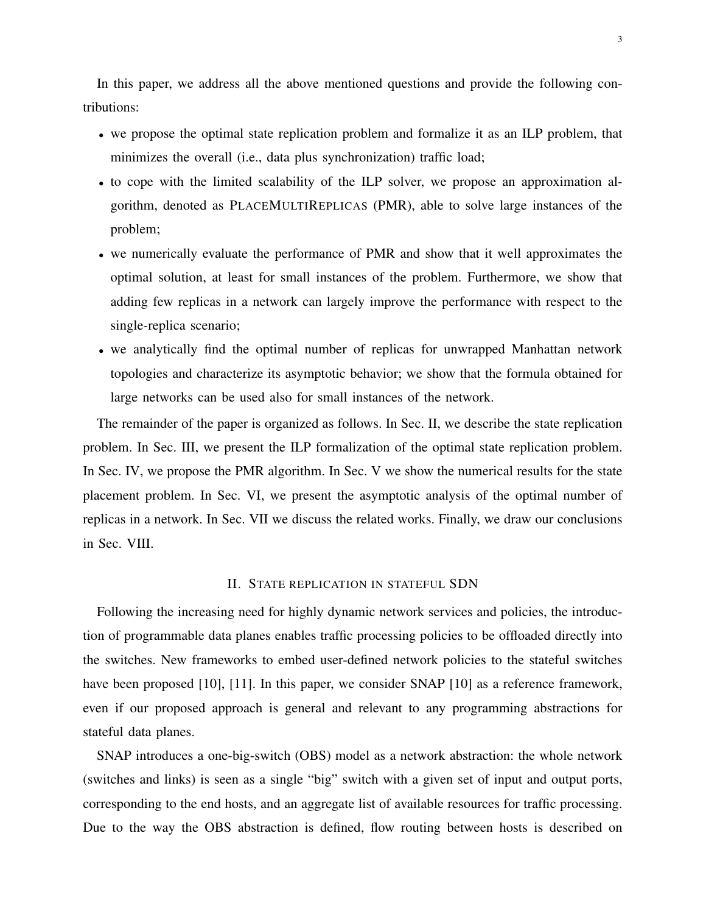In this paper, we address all the above mentioned questions and provide the following contributions:

- we propose the optimal state replication problem and formalize it as an ILP problem, that minimizes the overall (i.e., data plus synchronization) traffic load;
- to cope with the limited scalability of the ILP solver, we propose an approximation algorithm, denoted as PLACEMULTIREPLICAS (PMR), able to solve large instances of the problem;
- we numerically evaluate the performance of PMR and show that it well approximates the optimal solution, at least for small instances of the problem. Furthermore, we show that adding few replicas in a network can largely improve the performance with respect to the single-replica scenario;
- we analytically find the optimal number of replicas for unwrapped Manhattan network topologies and characterize its asymptotic behavior; we show that the formula obtained for large networks can be used also for small instances of the network.

The remainder of the paper is organized as follows. In Sec. II, we describe the state replication problem. In Sec. III, we present the ILP formalization of the optimal state replication problem. In Sec. IV, we propose the PMR algorithm. In Sec. V we show the numerical results for the state placement problem. In Sec. VI, we present the asymptotic analysis of the optimal number of replicas in a network. In Sec. VII we discuss the related works. Finally, we draw our conclusions in Sec. VIII.

## II. STATE REPLICATION IN STATEFUL SDN

Following the increasing need for highly dynamic network services and policies, the introduction of programmable data planes enables traffic processing policies to be offloaded directly into the switches. New frameworks to embed user-defined network policies to the stateful switches have been proposed [10], [11]. In this paper, we consider SNAP [10] as a reference framework, even if our proposed approach is general and relevant to any programming abstractions for stateful data planes.

SNAP introduces a one-big-switch (OBS) model as a network abstraction: the whole network (switches and links) is seen as a single "big" switch with a given set of input and output ports, corresponding to the end hosts, and an aggregate list of available resources for traffic processing. Due to the way the OBS abstraction is defined, flow routing between hosts is described on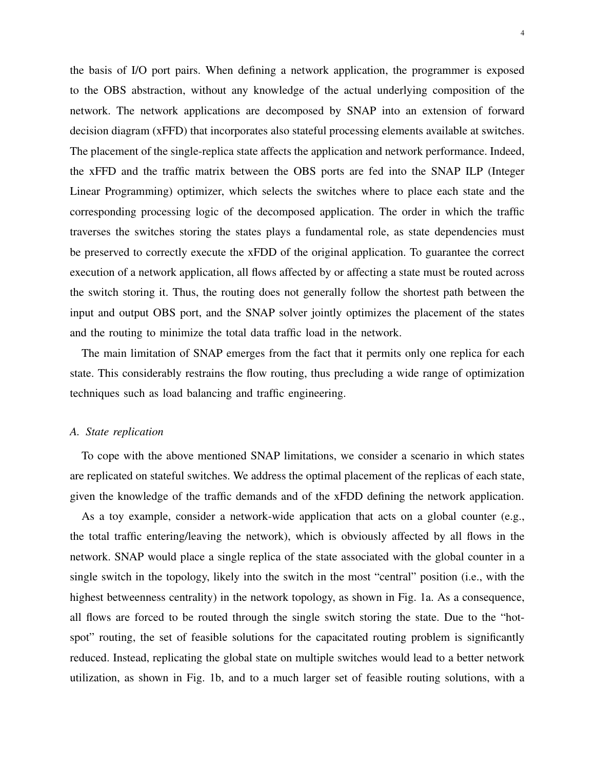the basis of I/O port pairs. When defining a network application, the programmer is exposed to the OBS abstraction, without any knowledge of the actual underlying composition of the network. The network applications are decomposed by SNAP into an extension of forward decision diagram (xFFD) that incorporates also stateful processing elements available at switches. The placement of the single-replica state affects the application and network performance. Indeed, the xFFD and the traffic matrix between the OBS ports are fed into the SNAP ILP (Integer Linear Programming) optimizer, which selects the switches where to place each state and the corresponding processing logic of the decomposed application. The order in which the traffic traverses the switches storing the states plays a fundamental role, as state dependencies must be preserved to correctly execute the xFDD of the original application. To guarantee the correct execution of a network application, all flows affected by or affecting a state must be routed across the switch storing it. Thus, the routing does not generally follow the shortest path between the input and output OBS port, and the SNAP solver jointly optimizes the placement of the states and the routing to minimize the total data traffic load in the network.

The main limitation of SNAP emerges from the fact that it permits only one replica for each state. This considerably restrains the flow routing, thus precluding a wide range of optimization techniques such as load balancing and traffic engineering.

### *A. State replication*

To cope with the above mentioned SNAP limitations, we consider a scenario in which states are replicated on stateful switches. We address the optimal placement of the replicas of each state, given the knowledge of the traffic demands and of the xFDD defining the network application.

As a toy example, consider a network-wide application that acts on a global counter (e.g., the total traffic entering/leaving the network), which is obviously affected by all flows in the network. SNAP would place a single replica of the state associated with the global counter in a single switch in the topology, likely into the switch in the most "central" position (i.e., with the highest betweenness centrality) in the network topology, as shown in Fig. 1a. As a consequence, all flows are forced to be routed through the single switch storing the state. Due to the "hot-spot" routing, the set of feasible solutions for the capacitated routing problem is significantly reduced. Instead, replicating the global state on multiple switches would lead to a better network utilization, as shown in Fig. 1b, and to a much larger set of feasible routing solutions, with a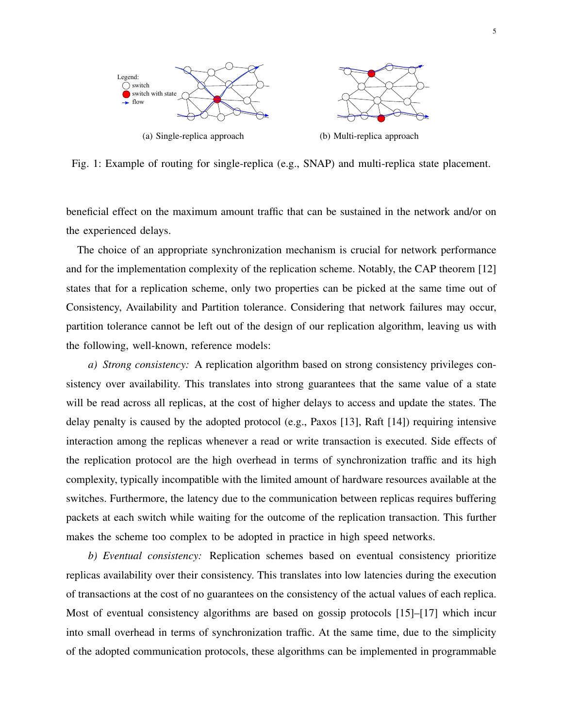Fig. 1: Example of routing for single-replica (e.g., SNAP) and multi-replica state placement.

(a) Single-replica approach

(b) Multi-replica approach

beneficial effect on the maximum amount traffic that can be sustained in the network and/or on the experienced delays.

The choice of an appropriate synchronization mechanism is crucial for network performance and for the implementation complexity of the replication scheme. Notably, the CAP theorem [12] states that for a replication scheme, only two properties can be picked at the same time out of Consistency, Availability and Partition tolerance. Considering that network failures may occur, partition tolerance cannot be left out of the design of our replication algorithm, leaving us with the following, well-known, reference models:

*a) Strong consistency:* A replication algorithm based on strong consistency privileges consistency over availability. This translates into strong guarantees that the same value of a state will be read across all replicas, at the cost of higher delays to access and update the states. The delay penalty is caused by the adopted protocol (e.g., Paxos [13], Raft [14]) requiring intensive interaction among the replicas whenever a read or write transaction is executed. Side effects of the replication protocol are the high overhead in terms of synchronization traffic and its high complexity, typically incompatible with the limited amount of hardware resources available at the switches. Furthermore, the latency due to the communication between replicas requires buffering packets at each switch while waiting for the outcome of the replication transaction. This further makes the scheme too complex to be adopted in practice in high speed networks.

*b) Eventual consistency:* Replication schemes based on eventual consistency prioritize replicas availability over their consistency. This translates into low latencies during the execution of transactions at the cost of no guarantees on the consistency of the actual values of each replica. Most of eventual consistency algorithms are based on gossip protocols [15]–[17] which incur into small overhead in terms of synchronization traffic. At the same time, due to the simplicity of the adopted communication protocols, these algorithms can be implemented in programmable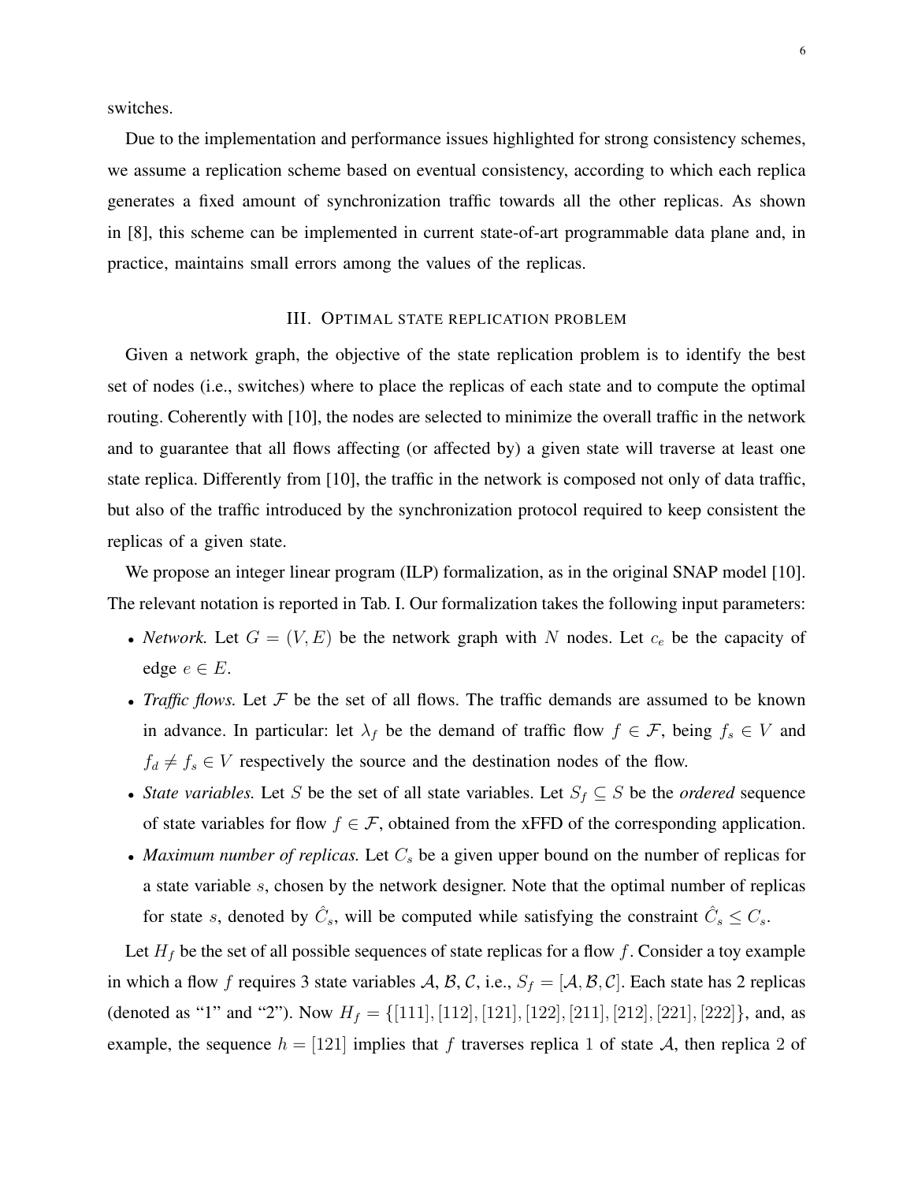switches.

Due to the implementation and performance issues highlighted for strong consistency schemes, we assume a replication scheme based on eventual consistency, according to which each replica generates a fixed amount of synchronization traffic towards all the other replicas. As shown in [8], this scheme can be implemented in current state-of-art programmable data plane and, in practice, maintains small errors among the values of the replicas.

## III. Optimal state replication problem

Given a network graph, the objective of the state replication problem is to identify the best set of nodes (i.e., switches) where to place the replicas of each state and to compute the optimal routing. Coherently with [10], the nodes are selected to minimize the overall traffic in the network and to guarantee that all flows affecting (or affected by) a given state will traverse at least one state replica. Differently from [10], the traffic in the network is composed not only of data traffic, but also of the traffic introduced by the synchronization protocol required to keep consistent the replicas of a given state.

We propose an integer linear program (ILP) formalization, as in the original SNAP model [10]. The relevant notation is reported in Tab. I. Our formalization takes the following input parameters:

- *Network.* Let $G = (V, E)$ be the network graph with $N$ nodes. Let $c_e$ be the capacity of edge $e \in E$.
- *Traffic flows.* Let $\mathcal{F}$ be the set of all flows. The traffic demands are assumed to be known in advance. In particular: let $\lambda_f$ be the demand of traffic flow $f \in \mathcal{F}$, being $f_s \in V$ and $f_d \neq f_s \in V$ respectively the source and the destination nodes of the flow.
- *State variables.* Let $S$ be the set of all state variables. Let $S_f \subseteq S$ be the *ordered* sequence of state variables for flow $f \in \mathcal{F}$, obtained from the xFFD of the corresponding application.
- *Maximum number of replicas.* Let $C_s$ be a given upper bound on the number of replicas for a state variable $s$, chosen by the network designer. Note that the optimal number of replicas for state $s$, denoted by $\hat{C}_s$, will be computed while satisfying the constraint $\hat{C}_s \leq C_s$.

Let $H_f$ be the set of all possible sequences of state replicas for a flow $f$. Consider a toy example in which a flow $f$ requires 3 state variables $\mathcal{A}, \mathcal{B}, \mathcal{C}$, i.e., $S_f = [\mathcal{A}, \mathcal{B}, \mathcal{C}]$. Each state has 2 replicas (denoted as "1" and "2"). Now $H_f = \{[111], [112], [121], [122], [211], [212], [221], [222]\}$, and, as example, the sequence $h = [121]$ implies that $f$ traverses replica 1 of state $\mathcal{A}$, then replica 2 of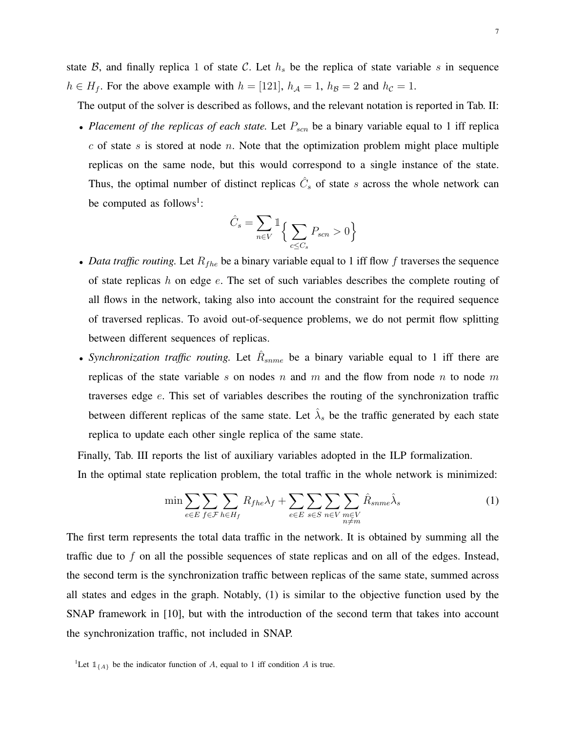state $\mathcal{B}$, and finally replica 1 of state $\mathcal{C}$. Let $h_s$ be the replica of state variable $s$ in sequence $h \in H_f$. For the above example with $h = [121]$, $h_{\mathcal{A}} = 1$, $h_{\mathcal{B}} = 2$ and $h_{\mathcal{C}} = 1$.

The output of the solver is described as follows, and the relevant notation is reported in Tab. II:

- *Placement of the replicas of each state.* Let $P_{scn}$ be a binary variable equal to 1 iff replica $c$ of state $s$ is stored at node $n$. Note that the optimization problem might place multiple replicas on the same node, but this would correspond to a single instance of the state. Thus, the optimal number of distinct replicas $\hat{C}_s$ of state $s$ across the whole network can be computed as follows[1]:

$$\hat{C}_s = \sum_{n \in V} \mathbb{1}\Big\{ \sum_{c \leq C_s} P_{scn} > 0 \Big\}$$

- *Data traffic routing.* Let $R_{fhe}$ be a binary variable equal to 1 iff flow $f$ traverses the sequence of state replicas $h$ on edge $e$. The set of such variables describes the complete routing of all flows in the network, taking also into account the constraint for the required sequence of traversed replicas. To avoid out-of-sequence problems, we do not permit flow splitting between different sequences of replicas.
- *Synchronization traffic routing.* Let $\hat{R}_{snme}$ be a binary variable equal to 1 iff there are replicas of the state variable $s$ on nodes $n$ and $m$ and the flow from node $n$ to node $m$ traverses edge $e$. This set of variables describes the routing of the synchronization traffic between different replicas of the same state. Let $\hat{\lambda}_s$ be the traffic generated by each state replica to update each other single replica of the same state.

Finally, Tab. III reports the list of auxiliary variables adopted in the ILP formalization.

In the optimal state replication problem, the total traffic in the whole network is minimized:

$$\min \sum_{e \in E} \sum_{f \in \mathcal{F}} \sum_{h \in H_f} R_{fhe} \lambda_f + \sum_{e \in E} \sum_{s \in S} \sum_{n \in V} \sum_{\substack{m \in V \\ n \neq m}} \hat{R}_{snme} \hat{\lambda}_s \tag{1}$$

The first term represents the total data traffic in the network. It is obtained by summing all the traffic due to $f$ on all the possible sequences of state replicas and on all of the edges. Instead, the second term is the synchronization traffic between replicas of the same state, summed across all states and edges in the graph. Notably, (1) is similar to the objective function used by the SNAP framework in [10], but with the introduction of the second term that takes into account the synchronization traffic, not included in SNAP.

[1] Let $\mathbb{1}_{\{A\}}$ be the indicator function of $A$, equal to 1 iff condition $A$ is true.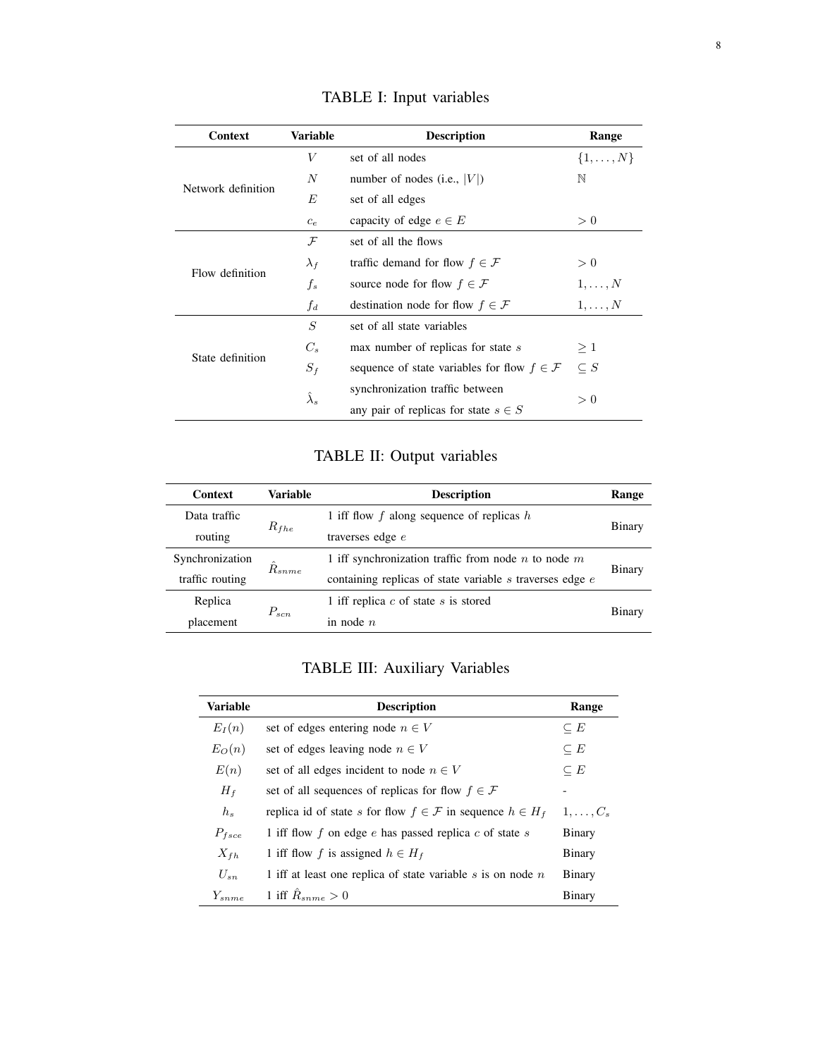TABLE I: Input variables

| Context | Variable | Description | Range |
|---|---|---|---|
| Network definition | $V$ | set of all nodes | $\{1,\dots,N\}$ |
| | $N$ | number of nodes (i.e., $\lvert V\rvert$) | $\mathbb{N}$ |
| | $E$ | set of all edges | |
| | $c_e$ | capacity of edge $e \in E$ | $> 0$ |
| Flow definition | $\mathcal{F}$ | set of all the flows | |
| | $\lambda_f$ | traffic demand for flow $f \in \mathcal{F}$ | $> 0$ |
| | $f_s$ | source node for flow $f \in \mathcal{F}$ | $1,\dots,N$ |
| | $f_d$ | destination node for flow $f \in \mathcal{F}$ | $1,\dots,N$ |
| State definition | $S$ | set of all state variables | |
| | $C_s$ | max number of replicas for state $s$ | $\geq 1$ |
| | $S_f$ | sequence of state variables for flow $f \in \mathcal{F}$ | $\subseteq S$ |
| | $\hat{\lambda}_s$ | synchronization traffic between any pair of replicas for state $s \in S$ | $> 0$ |

TABLE II: Output variables

| Context | Variable | Description | Range |
|---|---|---|---|
| Data traffic routing | $R_{fhe}$ | 1 iff flow $f$ along sequence of replicas $h$ traverses edge $e$ | Binary |
| Synchronization traffic routing | $\hat{R}_{snme}$ | 1 iff synchronization traffic from node $n$ to node $m$ containing replicas of state variable $s$ traverses edge $e$ | Binary |
| Replica placement | $P_{scn}$ | 1 iff replica $c$ of state $s$ is stored in node $n$ | Binary |

TABLE III: Auxiliary Variables

| Variable | Description | Range |
|---|---|---|
| $E_I(n)$ | set of edges entering node $n \in V$ | $\subseteq E$ |
| $E_O(n)$ | set of edges leaving node $n \in V$ | $\subseteq E$ |
| $E(n)$ | set of all edges incident to node $n \in V$ | $\subseteq E$ |
| $H_f$ | set of all sequences of replicas for flow $f \in \mathcal{F}$ | - |
| $h_s$ | replica id of state $s$ for flow $f \in \mathcal{F}$ in sequence $h \in H_f$ | $1,\dots,C_s$ |
| $P_{fsce}$ | 1 iff flow $f$ on edge $e$ has passed replica $c$ of state $s$ | Binary |
| $X_{fh}$ | 1 iff flow $f$ is assigned $h \in H_f$ | Binary |
| $U_{sn}$ | 1 iff at least one replica of state variable $s$ is on node $n$ | Binary |
| $Y_{snme}$ | 1 iff $\hat{R}_{snme} > 0$ | Binary |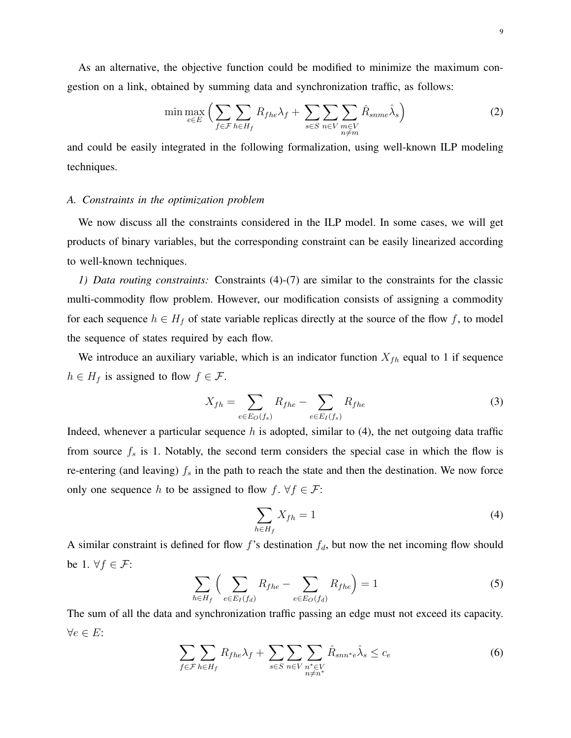As an alternative, the objective function could be modified to minimize the maximum congestion on a link, obtained by summing data and synchronization traffic, as follows:

$$\min \max_{e \in E} \Big( \sum_{f \in \mathcal{F}} \sum_{h \in H_f} R_{fhe} \lambda_f + \sum_{s \in S} \sum_{n \in V} \sum_{\substack{m \in V \\ n \neq m}} \hat{R}_{snme} \hat{\lambda}_s \Big) \tag{2}$$

and could be easily integrated in the following formalization, using well-known ILP modeling techniques.

### A. Constraints in the optimization problem

We now discuss all the constraints considered in the ILP model. In some cases, we will get products of binary variables, but the corresponding constraint can be easily linearized according to well-known techniques.

*1) Data routing constraints:* Constraints (4)-(7) are similar to the constraints for the classic multi-commodity flow problem. However, our modification consists of assigning a commodity for each sequence $h \in H_f$ of state variable replicas directly at the source of the flow $f$, to model the sequence of states required by each flow.

We introduce an auxiliary variable, which is an indicator function $X_{fh}$ equal to 1 if sequence $h \in H_f$ is assigned to flow $f \in \mathcal{F}$.

$$X_{fh} = \sum_{e \in E_O(f_s)} R_{fhe} - \sum_{e \in E_I(f_s)} R_{fhe} \tag{3}$$

Indeed, whenever a particular sequence $h$ is adopted, similar to (4), the net outgoing data traffic from source $f_s$ is 1. Notably, the second term considers the special case in which the flow is re-entering (and leaving) $f_s$ in the path to reach the state and then the destination. We now force only one sequence $h$ to be assigned to flow $f$. $\forall f \in \mathcal{F}$:

$$\sum_{h \in H_f} X_{fh} = 1 \tag{4}$$

A similar constraint is defined for flow $f$'s destination $f_d$, but now the net incoming flow should be 1. $\forall f \in \mathcal{F}$:

$$\sum_{h \in H_f} \Big( \sum_{e \in E_I(f_d)} R_{fhe} - \sum_{e \in E_O(f_d)} R_{fhe} \Big) = 1 \tag{5}$$

The sum of all the data and synchronization traffic passing an edge must not exceed its capacity. $\forall e \in E$:

$$\sum_{f \in \mathcal{F}} \sum_{h \in H_f} R_{fhe} \lambda_f + \sum_{s \in S} \sum_{n \in V} \sum_{\substack{n^* \in V \\ n \neq n^*}} \hat{R}_{snn^*e} \hat{\lambda}_s \leq c_e \tag{6}$$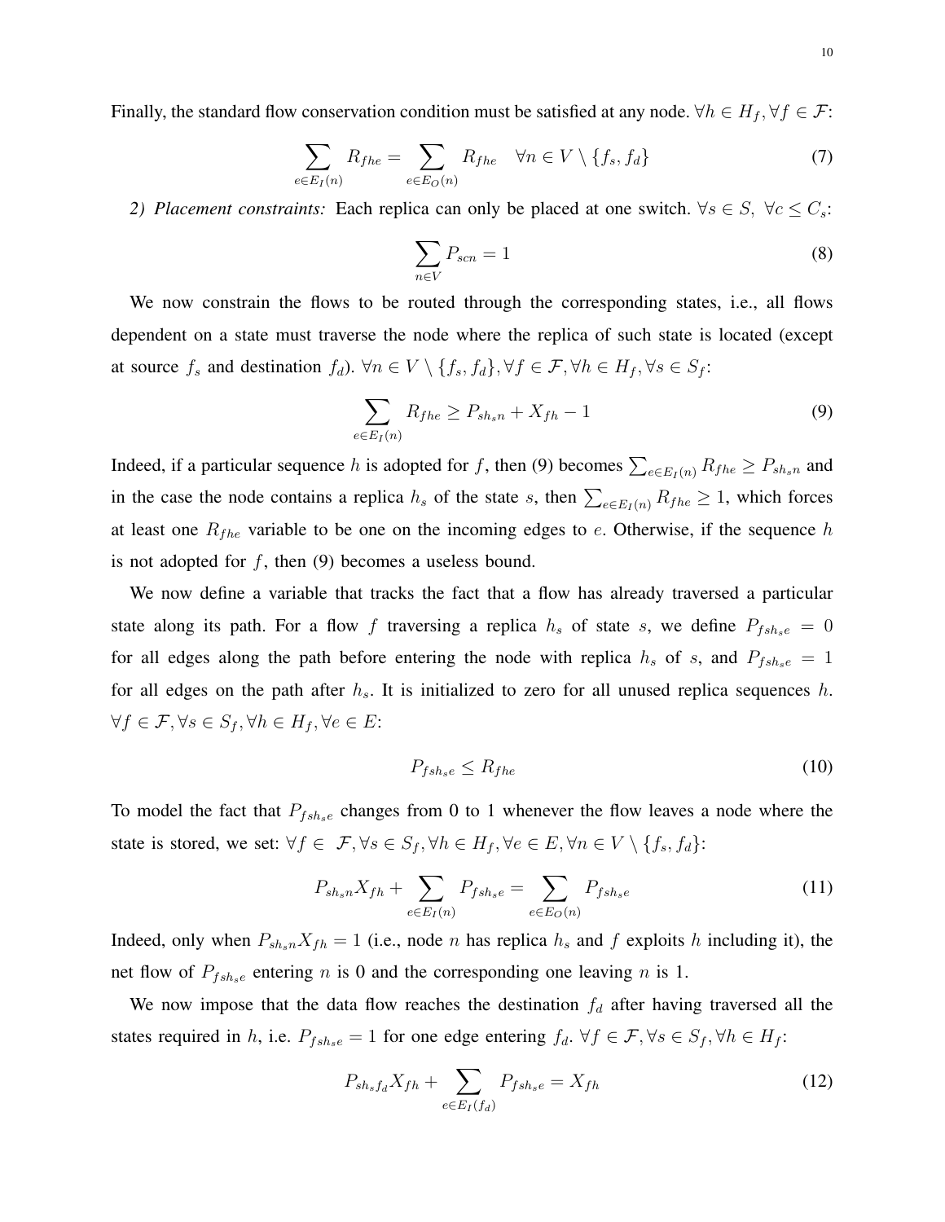Finally, the standard flow conservation condition must be satisfied at any node. $\forall h \in H_f, \forall f \in \mathcal{F}$:

$$\sum_{e \in E_I(n)} R_{fhe} = \sum_{e \in E_O(n)} R_{fhe} \quad \forall n \in V \setminus \{f_s, f_d\} \tag{7}$$

*2) Placement constraints:* Each replica can only be placed at one switch. $\forall s \in S,\ \forall c \leq C_s$:

$$\sum_{n \in V} P_{scn} = 1 \tag{8}$$

We now constrain the flows to be routed through the corresponding states, i.e., all flows dependent on a state must traverse the node where the replica of such state is located (except at source $f_s$ and destination $f_d$). $\forall n \in V \setminus \{f_s, f_d\}, \forall f \in \mathcal{F}, \forall h \in H_f, \forall s \in S_f$:

$$\sum_{e \in E_I(n)} R_{fhe} \geq P_{sh_s n} + X_{fh} - 1 \tag{9}$$

Indeed, if a particular sequence $h$ is adopted for $f$, then (9) becomes $\sum_{e \in E_I(n)} R_{fhe} \geq P_{sh_s n}$ and in the case the node contains a replica $h_s$ of the state $s$, then $\sum_{e \in E_I(n)} R_{fhe} \geq 1$, which forces at least one $R_{fhe}$ variable to be one on the incoming edges to $e$. Otherwise, if the sequence $h$ is not adopted for $f$, then (9) becomes a useless bound.

We now define a variable that tracks the fact that a flow has already traversed a particular state along its path. For a flow $f$ traversing a replica $h_s$ of state $s$, we define $P_{fsh_s e} = 0$ for all edges along the path before entering the node with replica $h_s$ of $s$, and $P_{fsh_s e} = 1$ for all edges on the path after $h_s$. It is initialized to zero for all unused replica sequences $h$. $\forall f \in \mathcal{F}, \forall s \in S_f, \forall h \in H_f, \forall e \in E$:

$$P_{fsh_s e} \leq R_{fhe} \tag{10}$$

To model the fact that $P_{fsh_s e}$ changes from 0 to 1 whenever the flow leaves a node where the state is stored, we set: $\forall f \in \mathcal{F}, \forall s \in S_f, \forall h \in H_f, \forall e \in E, \forall n \in V \setminus \{f_s, f_d\}$:

$$P_{sh_s n} X_{fh} + \sum_{e \in E_I(n)} P_{fsh_s e} = \sum_{e \in E_O(n)} P_{fsh_s e} \tag{11}$$

Indeed, only when $P_{sh_s n} X_{fh} = 1$ (i.e., node $n$ has replica $h_s$ and $f$ exploits $h$ including it), the net flow of $P_{fsh_s e}$ entering $n$ is 0 and the corresponding one leaving $n$ is 1.

We now impose that the data flow reaches the destination $f_d$ after having traversed all the states required in $h$, i.e. $P_{fsh_s e} = 1$ for one edge entering $f_d$. $\forall f \in \mathcal{F}, \forall s \in S_f, \forall h \in H_f$:

$$P_{sh_s f_d} X_{fh} + \sum_{e \in E_I(f_d)} P_{fsh_s e} = X_{fh} \tag{12}$$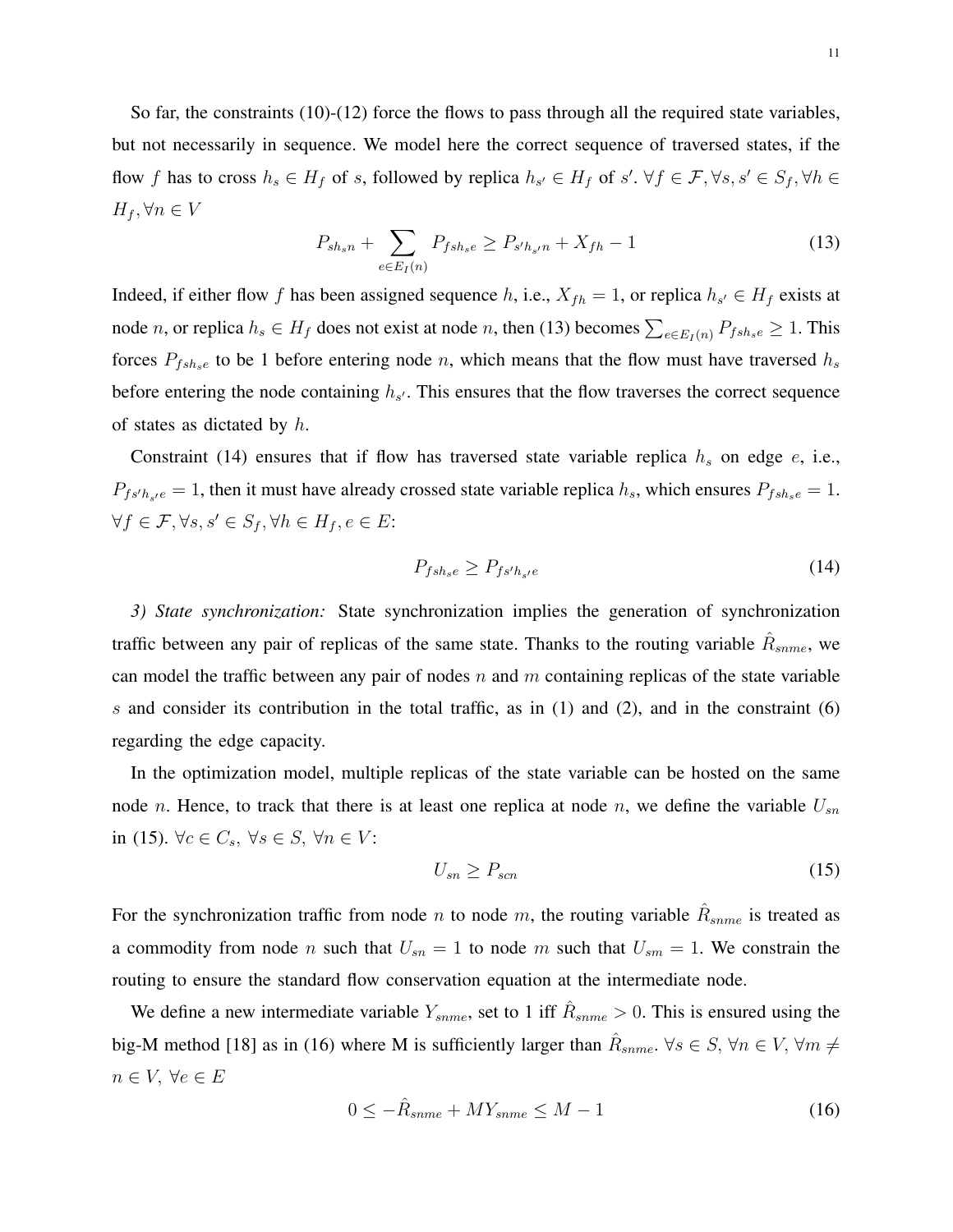So far, the constraints (10)-(12) force the flows to pass through all the required state variables, but not necessarily in sequence. We model here the correct sequence of traversed states, if the flow $f$ has to cross $h_s \in H_f$ of $s$, followed by replica $h_{s'} \in H_f$ of $s'$. $\forall f \in \mathcal{F}, \forall s, s' \in S_f, \forall h \in H_f, \forall n \in V$

$$P_{sh_sn} + \sum_{e \in E_I(n)} P_{fsh_se} \geq P_{s'h_{s'}n} + X_{fh} - 1 \tag{13}$$

Indeed, if either flow $f$ has been assigned sequence $h$, i.e., $X_{fh} = 1$, or replica $h_{s'} \in H_f$ exists at node $n$, or replica $h_s \in H_f$ does not exist at node $n$, then (13) becomes $\sum_{e \in E_I(n)} P_{fsh_se} \geq 1$. This forces $P_{fsh_se}$ to be 1 before entering node $n$, which means that the flow must have traversed $h_s$ before entering the node containing $h_{s'}$. This ensures that the flow traverses the correct sequence of states as dictated by $h$.

Constraint (14) ensures that if flow has traversed state variable replica $h_s$ on edge $e$, i.e., $P_{fs'h_{s'}e} = 1$, then it must have already crossed state variable replica $h_s$, which ensures $P_{fsh_se} = 1$. $\forall f \in \mathcal{F}, \forall s, s' \in S_f, \forall h \in H_f, e \in E$:

$$P_{fsh_se} \geq P_{fs'h_{s'}e} \tag{14}$$

*3) State synchronization:* State synchronization implies the generation of synchronization traffic between any pair of replicas of the same state. Thanks to the routing variable $\hat{R}_{snme}$, we can model the traffic between any pair of nodes $n$ and $m$ containing replicas of the state variable $s$ and consider its contribution in the total traffic, as in (1) and (2), and in the constraint (6) regarding the edge capacity.

In the optimization model, multiple replicas of the state variable can be hosted on the same node $n$. Hence, to track that there is at least one replica at node $n$, we define the variable $U_{sn}$ in (15). $\forall c \in C_s$, $\forall s \in S$, $\forall n \in V$:

$$U_{sn} \geq P_{scn} \tag{15}$$

For the synchronization traffic from node $n$ to node $m$, the routing variable $\hat{R}_{snme}$ is treated as a commodity from node $n$ such that $U_{sn} = 1$ to node $m$ such that $U_{sm} = 1$. We constrain the routing to ensure the standard flow conservation equation at the intermediate node.

We define a new intermediate variable $Y_{snme}$, set to 1 iff $\hat{R}_{snme} > 0$. This is ensured using the big-M method [18] as in (16) where M is sufficiently larger than $\hat{R}_{snme}$. $\forall s \in S$, $\forall n \in V$, $\forall m \neq n \in V$, $\forall e \in E$

$$0 \leq -\hat{R}_{snme} + MY_{snme} \leq M - 1 \tag{16}$$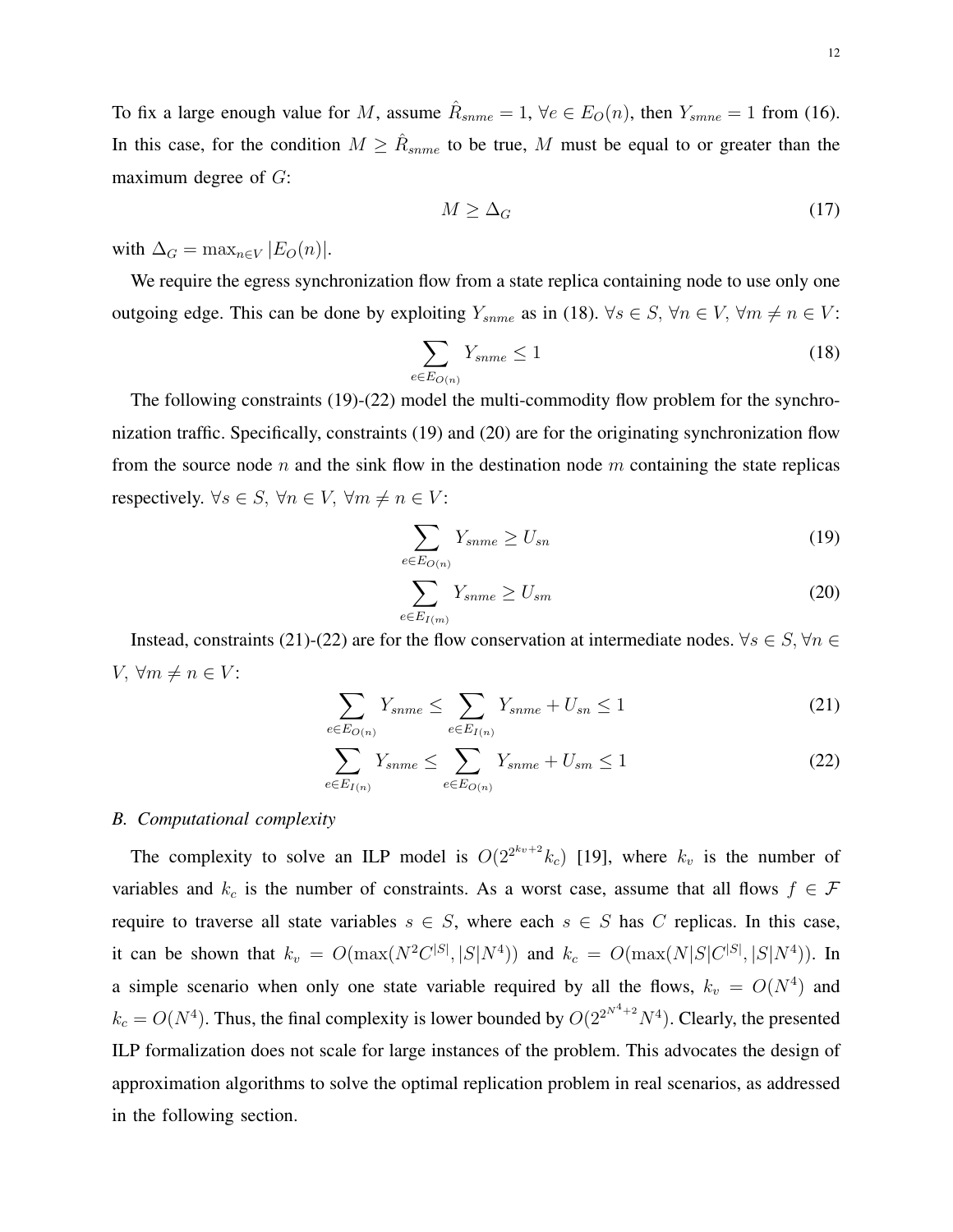To fix a large enough value for $M$, assume $\hat{R}_{snme} = 1$, $\forall e \in E_O(n)$, then $Y_{smne} = 1$ from (16). In this case, for the condition $M \geq \hat{R}_{snme}$ to be true, $M$ must be equal to or greater than the maximum degree of $G$:

$$M \geq \Delta_G \tag{17}$$

with $\Delta_G = \max_{n \in V} |E_O(n)|$.

We require the egress synchronization flow from a state replica containing node to use only one outgoing edge. This can be done by exploiting $Y_{snme}$ as in (18). $\forall s \in S$, $\forall n \in V$, $\forall m \neq n \in V$:

$$\sum_{e \in E_{O(n)}} Y_{snme} \leq 1 \tag{18}$$

The following constraints (19)-(22) model the multi-commodity flow problem for the synchronization traffic. Specifically, constraints (19) and (20) are for the originating synchronization flow from the source node $n$ and the sink flow in the destination node $m$ containing the state replicas respectively. $\forall s \in S$, $\forall n \in V$, $\forall m \neq n \in V$:

$$\sum_{e \in E_{O(n)}} Y_{snme} \geq U_{sn} \tag{19}$$

$$\sum_{e \in E_{I(m)}} Y_{snme} \geq U_{sm} \tag{20}$$

Instead, constraints (21)-(22) are for the flow conservation at intermediate nodes. $\forall s \in S, \forall n \in V$, $\forall m \neq n \in V$:

$$\sum_{e \in E_{O(n)}} Y_{snme} \leq \sum_{e \in E_{I(n)}} Y_{snme} + U_{sn} \leq 1 \tag{21}$$

$$\sum_{e \in E_{I(n)}} Y_{snme} \leq \sum_{e \in E_{O(n)}} Y_{snme} + U_{sm} \leq 1 \tag{22}$$

### *B. Computational complexity*

The complexity to solve an ILP model is $O(2^{2^{k_v+2}} k_c)$ [19], where $k_v$ is the number of variables and $k_c$ is the number of constraints. As a worst case, assume that all flows $f \in \mathcal{F}$ require to traverse all state variables $s \in S$, where each $s \in S$ has $C$ replicas. In this case, it can be shown that $k_v = O(\max(N^2 C^{|S|}, |S| N^4))$ and $k_c = O(\max(N|S|C^{|S|}, |S|N^4))$. In a simple scenario when only one state variable required by all the flows, $k_v = O(N^4)$ and $k_c = O(N^4)$. Thus, the final complexity is lower bounded by $O(2^{2^{N^4+2}} N^4)$. Clearly, the presented ILP formalization does not scale for large instances of the problem. This advocates the design of approximation algorithms to solve the optimal replication problem in real scenarios, as addressed in the following section.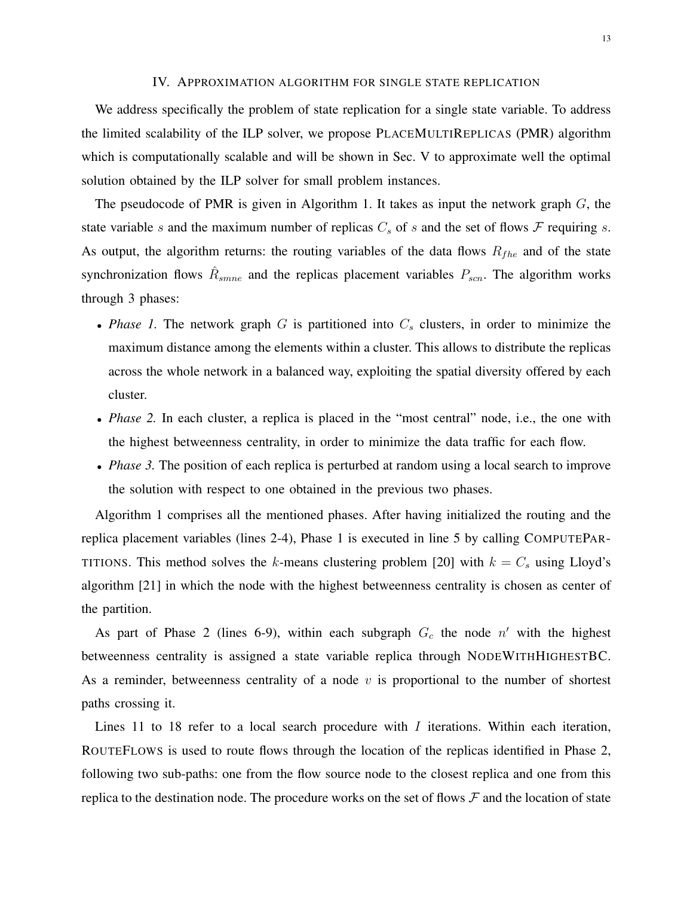## IV. Approximation algorithm for single state replication

We address specifically the problem of state replication for a single state variable. To address the limited scalability of the ILP solver, we propose PlaceMultiReplicas (PMR) algorithm which is computationally scalable and will be shown in Sec. V to approximate well the optimal solution obtained by the ILP solver for small problem instances.

The pseudocode of PMR is given in Algorithm 1. It takes as input the network graph $G$, the state variable $s$ and the maximum number of replicas $C_s$ of $s$ and the set of flows $\mathcal{F}$ requiring $s$. As output, the algorithm returns: the routing variables of the data flows $R_{fhe}$ and of the state synchronization flows $\hat{R}_{smne}$ and the replicas placement variables $P_{scn}$. The algorithm works through 3 phases:

- *Phase 1.* The network graph $G$ is partitioned into $C_s$ clusters, in order to minimize the maximum distance among the elements within a cluster. This allows to distribute the replicas across the whole network in a balanced way, exploiting the spatial diversity offered by each cluster.
- *Phase 2.* In each cluster, a replica is placed in the "most central" node, i.e., the one with the highest betweenness centrality, in order to minimize the data traffic for each flow.
- *Phase 3.* The position of each replica is perturbed at random using a local search to improve the solution with respect to one obtained in the previous two phases.

Algorithm 1 comprises all the mentioned phases. After having initialized the routing and the replica placement variables (lines 2-4), Phase 1 is executed in line 5 by calling ComputePartitions. This method solves the $k$-means clustering problem [20] with $k = C_s$ using Lloyd's algorithm [21] in which the node with the highest betweenness centrality is chosen as center of the partition.

As part of Phase 2 (lines 6-9), within each subgraph $G_c$ the node $n'$ with the highest betweenness centrality is assigned a state variable replica through NodeWithHighestBC. As a reminder, betweenness centrality of a node $v$ is proportional to the number of shortest paths crossing it.

Lines 11 to 18 refer to a local search procedure with $I$ iterations. Within each iteration, RouteFlows is used to route flows through the location of the replicas identified in Phase 2, following two sub-paths: one from the flow source node to the closest replica and one from this replica to the destination node. The procedure works on the set of flows $\mathcal{F}$ and the location of state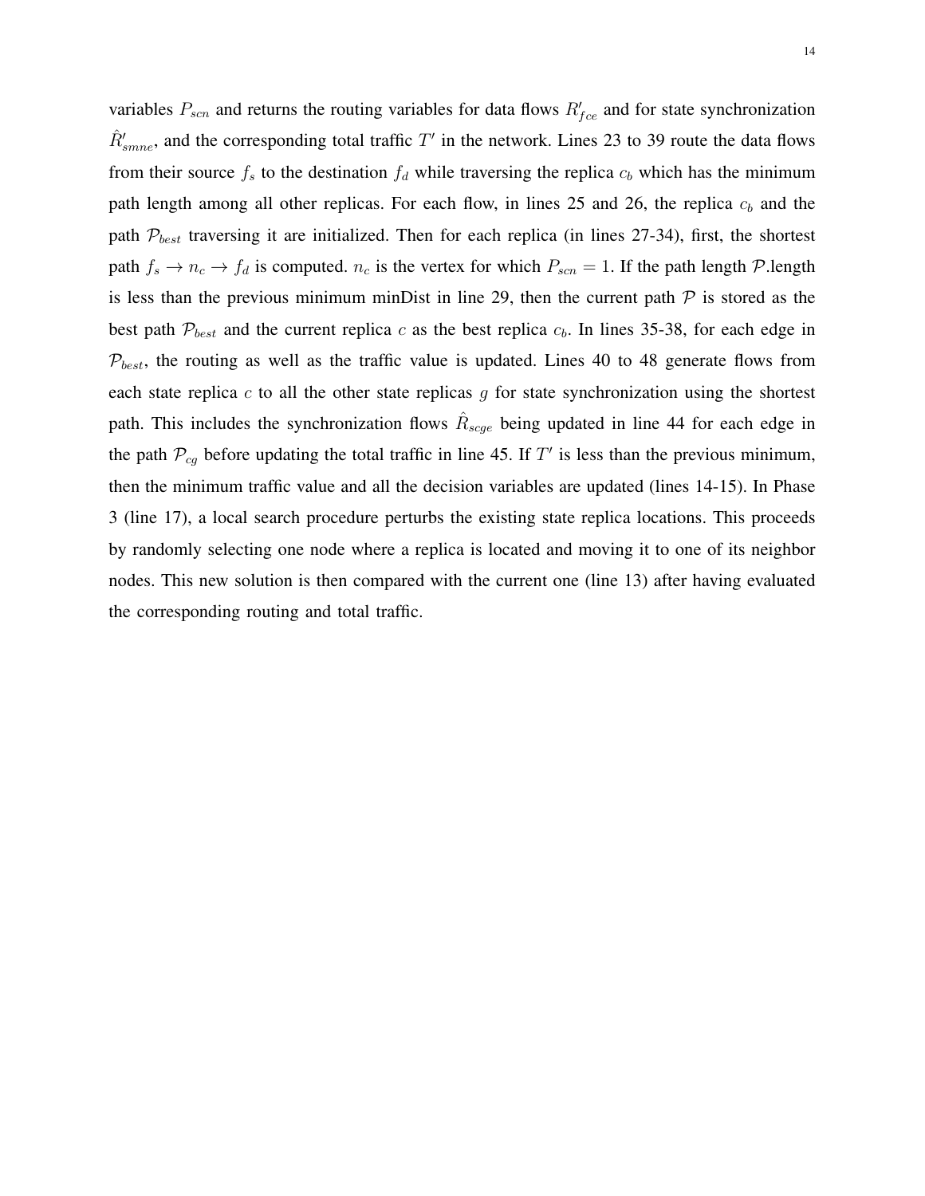variables $P_{scn}$ and returns the routing variables for data flows $R'_{fce}$ and for state synchronization $\hat{R}'_{smne}$, and the corresponding total traffic $T'$ in the network. Lines 23 to 39 route the data flows from their source $f_s$ to the destination $f_d$ while traversing the replica $c_b$ which has the minimum path length among all other replicas. For each flow, in lines 25 and 26, the replica $c_b$ and the path $\mathcal{P}_{best}$ traversing it are initialized. Then for each replica (in lines 27-34), first, the shortest path $f_s \rightarrow n_c \rightarrow f_d$ is computed. $n_c$ is the vertex for which $P_{scn} = 1$. If the path length $\mathcal{P}$.length is less than the previous minimum minDist in line 29, then the current path $\mathcal{P}$ is stored as the best path $\mathcal{P}_{best}$ and the current replica $c$ as the best replica $c_b$. In lines 35-38, for each edge in $\mathcal{P}_{best}$, the routing as well as the traffic value is updated. Lines 40 to 48 generate flows from each state replica $c$ to all the other state replicas $g$ for state synchronization using the shortest path. This includes the synchronization flows $\hat{R}_{scge}$ being updated in line 44 for each edge in the path $\mathcal{P}_{cg}$ before updating the total traffic in line 45. If $T'$ is less than the previous minimum, then the minimum traffic value and all the decision variables are updated (lines 14-15). In Phase 3 (line 17), a local search procedure perturbs the existing state replica locations. This proceeds by randomly selecting one node where a replica is located and moving it to one of its neighbor nodes. This new solution is then compared with the current one (line 13) after having evaluated the corresponding routing and total traffic.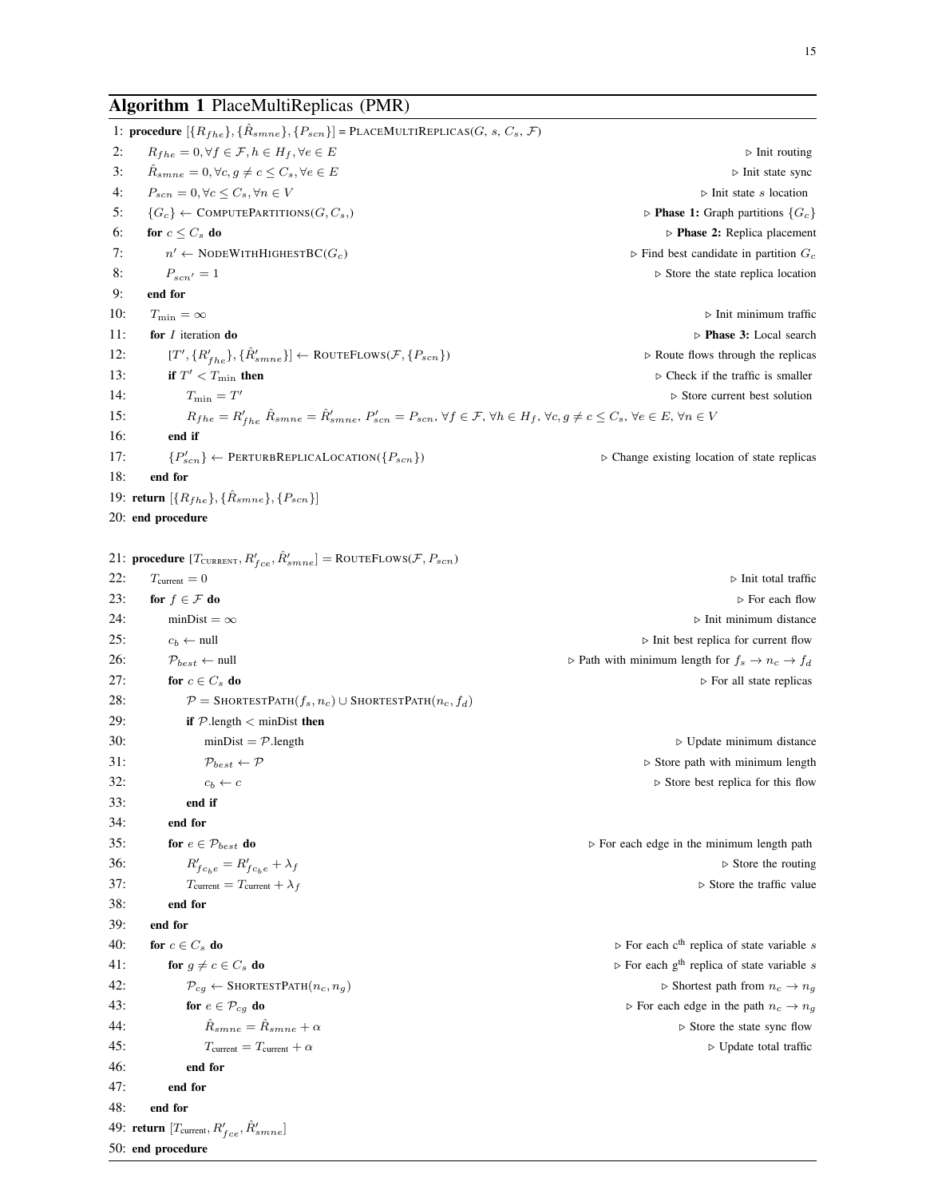**Algorithm 1** PlaceMultiReplicas (PMR)

```
1:  procedure [{R_fhe}, {R̂_smne}, {P_scn}] = PLACEMULTIREPLICAS(G, s, C_s, F)
2:      R_fhe = 0, ∀f ∈ F, h ∈ H_f, ∀e ∈ E                                   ▷ Init routing
3:      R̂_smne = 0, ∀c, g ≠ c ≤ C_s, ∀e ∈ E                                  ▷ Init state sync
4:      P_scn = 0, ∀c ≤ C_s, ∀n ∈ V                                           ▷ Init state s location
5:      {G_c} ← COMPUTEPARTITIONS(G, C_s,)                                    ▷ Phase 1: Graph partitions {G_c}
6:      for c ≤ C_s do                                                        ▷ Phase 2: Replica placement
7:          n' ← NODEWITHHIGHESTBC(G_c)                                       ▷ Find best candidate in partition G_c
8:          P_scn' = 1                                                        ▷ Store the state replica location
9:      end for
10:     T_min = ∞                                                             ▷ Init minimum traffic
11:     for I iteration do                                                    ▷ Phase 3: Local search
12:         [T', {R'_fhe}, {R̂'_smne}] ← ROUTEFLOWS(F, {P_scn})                ▷ Route flows through the replicas
13:         if T' < T_min then                                                ▷ Check if the traffic is smaller
14:             T_min = T'                                                    ▷ Store current best solution
15:             R_fhe = R'_fhe R̂_smne = R̂'_smne, P'_scn = P_scn, ∀f ∈ F, ∀h ∈ H_f, ∀c, g ≠ c ≤ C_s, ∀e ∈ E, ∀n ∈ V
16:         end if
17:         {P'_scn} ← PERTURBREPLICALOCATION({P_scn})                        ▷ Change existing location of state replicas
18:     end for
19: return [{R_fhe}, {R̂_smne}, {P_scn}]
20: end procedure

21: procedure [T_CURRENT, R'_fce, R̂'_smne] = ROUTEFLOWS(F, P_scn)
22:     T_current = 0                                                         ▷ Init total traffic
23:     for f ∈ F do                                                          ▷ For each flow
24:         minDist = ∞                                                       ▷ Init minimum distance
25:         c_b ← null                                                        ▷ Init best replica for current flow
26:         P_best ← null                                                     ▷ Path with minimum length for f_s → n_c → f_d
27:         for c ∈ C_s do                                                    ▷ For all state replicas
28:             P = SHORTESTPATH(f_s, n_c) ∪ SHORTESTPATH(n_c, f_d)
29:             if P.length < minDist then
30:                 minDist = P.length                                        ▷ Update minimum distance
31:                 P_best ← P                                                ▷ Store path with minimum length
32:                 c_b ← c                                                   ▷ Store best replica for this flow
33:             end if
34:         end for
35:         for e ∈ P_best do                                                 ▷ For each edge in the minimum length path
36:             R'_{f c_b e} = R'_{f c_b e} + λ_f                             ▷ Store the routing
37:             T_current = T_current + λ_f                                   ▷ Store the traffic value
38:         end for
39:     end for
40:     for c ∈ C_s do                                                        ▷ For each c^th replica of state variable s
41:         for g ≠ c ∈ C_s do                                                ▷ For each g^th replica of state variable s
42:             P_cg ← SHORTESTPATH(n_c, n_g)                                 ▷ Shortest path from n_c → n_g
43:             for e ∈ P_cg do                                               ▷ For each edge in the path n_c → n_g
44:                 R̂_smne = R̂_smne + α                                       ▷ Store the state sync flow
45:                 T_current = T_current + α                                 ▷ Update total traffic
46:             end for
47:         end for
48:     end for
49: return [T_current, R'_fce, R̂'_smne]
50: end procedure
```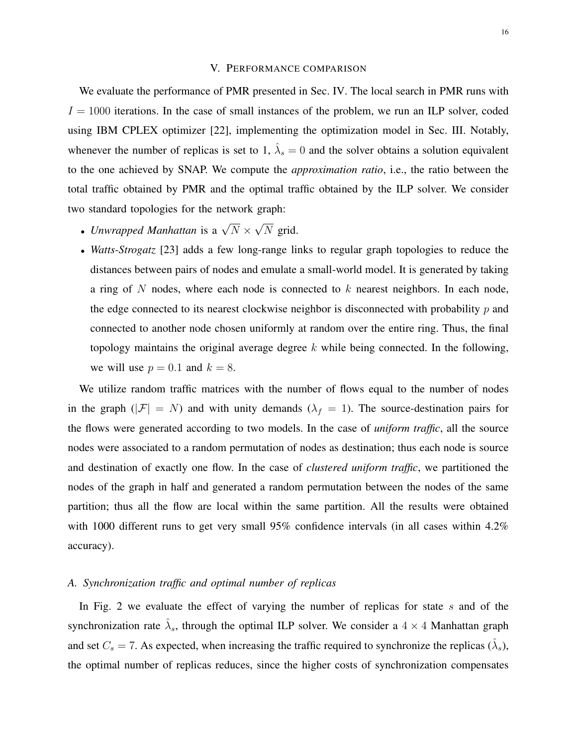## V. Performance comparison

We evaluate the performance of PMR presented in Sec. IV. The local search in PMR runs with $I = 1000$ iterations. In the case of small instances of the problem, we run an ILP solver, coded using IBM CPLEX optimizer [22], implementing the optimization model in Sec. III. Notably, whenever the number of replicas is set to 1, $\hat{\lambda}_s = 0$ and the solver obtains a solution equivalent to the one achieved by SNAP. We compute the *approximation ratio*, i.e., the ratio between the total traffic obtained by PMR and the optimal traffic obtained by the ILP solver. We consider two standard topologies for the network graph:

- *Unwrapped Manhattan* is a $\sqrt{N} \times \sqrt{N}$ grid.
- *Watts-Strogatz* [23] adds a few long-range links to regular graph topologies to reduce the distances between pairs of nodes and emulate a small-world model. It is generated by taking a ring of $N$ nodes, where each node is connected to $k$ nearest neighbors. In each node, the edge connected to its nearest clockwise neighbor is disconnected with probability $p$ and connected to another node chosen uniformly at random over the entire ring. Thus, the final topology maintains the original average degree $k$ while being connected. In the following, we will use $p = 0.1$ and $k = 8$.

We utilize random traffic matrices with the number of flows equal to the number of nodes in the graph ($|\mathcal{F}| = N$) and with unity demands ($\lambda_f = 1$). The source-destination pairs for the flows were generated according to two models. In the case of *uniform traffic*, all the source nodes were associated to a random permutation of nodes as destination; thus each node is source and destination of exactly one flow. In the case of *clustered uniform traffic*, we partitioned the nodes of the graph in half and generated a random permutation between the nodes of the same partition; thus all the flow are local within the same partition. All the results were obtained with 1000 different runs to get very small 95% confidence intervals (in all cases within 4.2% accuracy).

### A. Synchronization traffic and optimal number of replicas

In Fig. 2 we evaluate the effect of varying the number of replicas for state $s$ and of the synchronization rate $\hat{\lambda}_s$, through the optimal ILP solver. We consider a $4 \times 4$ Manhattan graph and set $C_s = 7$. As expected, when increasing the traffic required to synchronize the replicas ($\hat{\lambda}_s$), the optimal number of replicas reduces, since the higher costs of synchronization compensates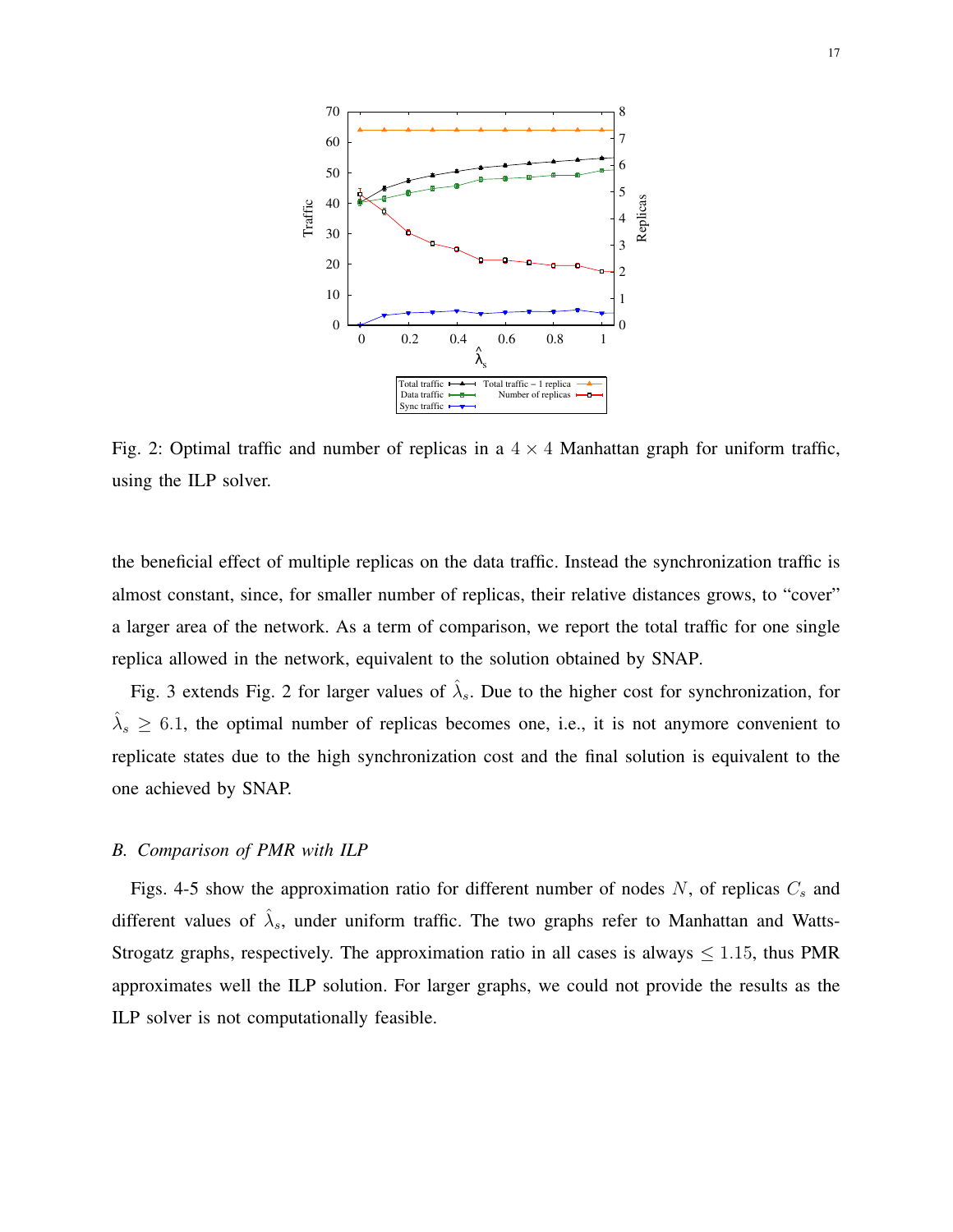Fig. 2: Optimal traffic and number of replicas in a $4 \times 4$ Manhattan graph for uniform traffic, using the ILP solver.

the beneficial effect of multiple replicas on the data traffic. Instead the synchronization traffic is almost constant, since, for smaller number of replicas, their relative distances grows, to "cover" a larger area of the network. As a term of comparison, we report the total traffic for one single replica allowed in the network, equivalent to the solution obtained by SNAP.

Fig. 3 extends Fig. 2 for larger values of $\hat{\lambda}_s$. Due to the higher cost for synchronization, for $\hat{\lambda}_s \geq 6.1$, the optimal number of replicas becomes one, i.e., it is not anymore convenient to replicate states due to the high synchronization cost and the final solution is equivalent to the one achieved by SNAP.

### *B. Comparison of PMR with ILP*

Figs. 4-5 show the approximation ratio for different number of nodes $N$, of replicas $C_s$ and different values of $\hat{\lambda}_s$, under uniform traffic. The two graphs refer to Manhattan and Watts-Strogatz graphs, respectively. The approximation ratio in all cases is always $\leq 1.15$, thus PMR approximates well the ILP solution. For larger graphs, we could not provide the results as the ILP solver is not computationally feasible.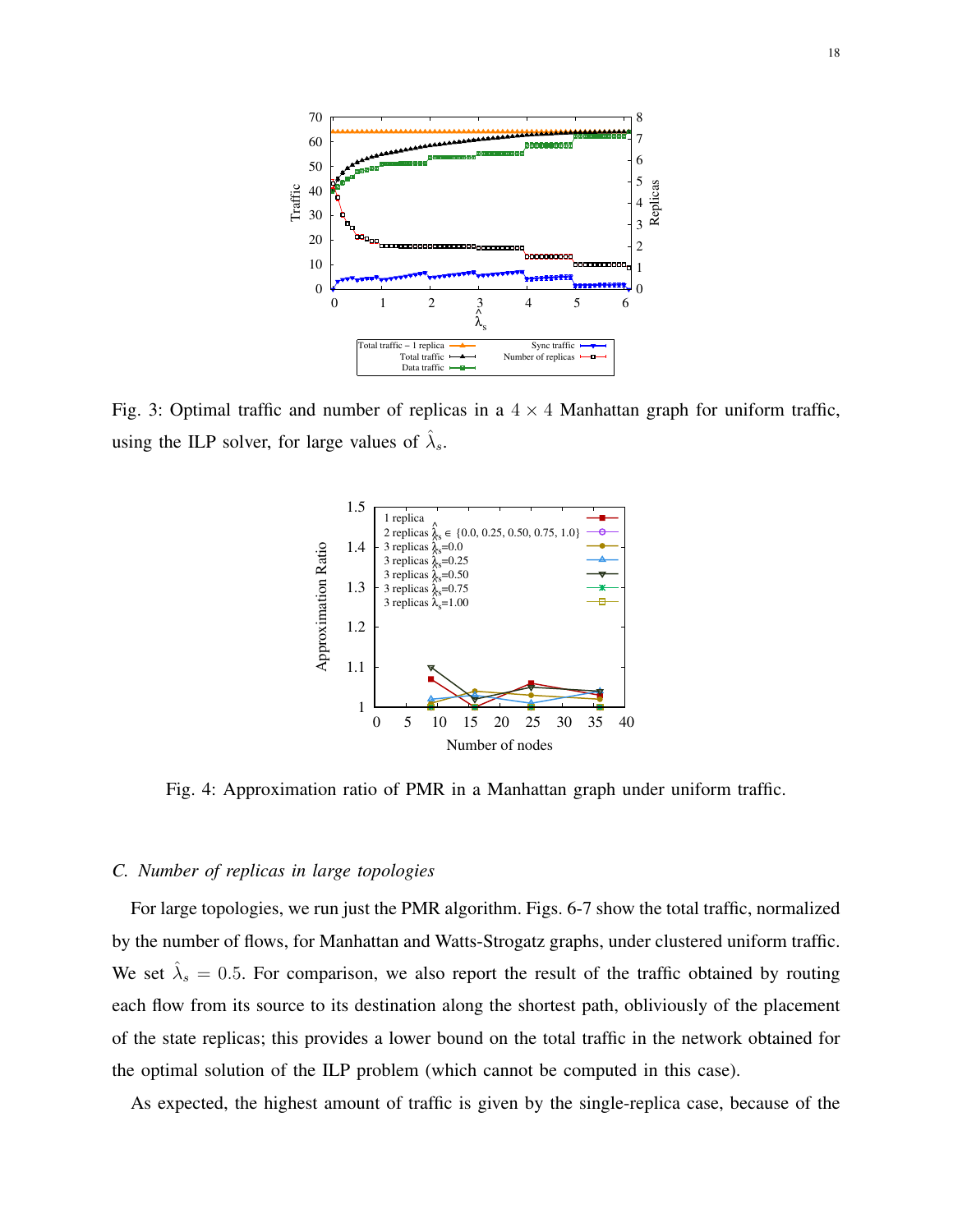Fig. 3: Optimal traffic and number of replicas in a $4 \times 4$ Manhattan graph for uniform traffic, using the ILP solver, for large values of $\hat{\lambda}_s$.

Fig. 4: Approximation ratio of PMR in a Manhattan graph under uniform traffic.

### C. Number of replicas in large topologies

For large topologies, we run just the PMR algorithm. Figs. 6-7 show the total traffic, normalized by the number of flows, for Manhattan and Watts-Strogatz graphs, under clustered uniform traffic. We set $\hat{\lambda}_s = 0.5$. For comparison, we also report the result of the traffic obtained by routing each flow from its source to its destination along the shortest path, obliviously of the placement of the state replicas; this provides a lower bound on the total traffic in the network obtained for the optimal solution of the ILP problem (which cannot be computed in this case).

As expected, the highest amount of traffic is given by the single-replica case, because of the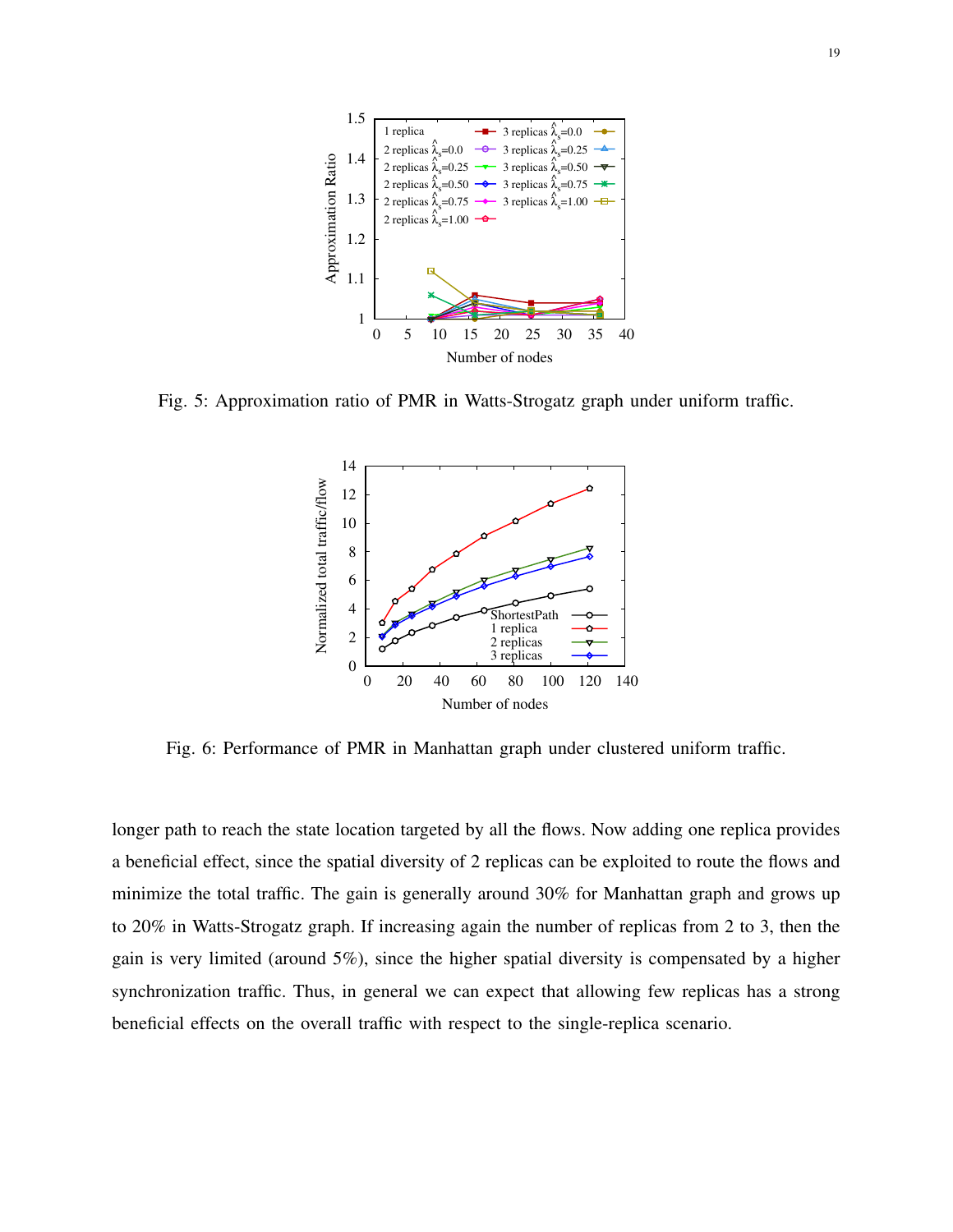Fig. 5: Approximation ratio of PMR in Watts-Strogatz graph under uniform traffic.

Fig. 6: Performance of PMR in Manhattan graph under clustered uniform traffic.

longer path to reach the state location targeted by all the flows. Now adding one replica provides a beneficial effect, since the spatial diversity of 2 replicas can be exploited to route the flows and minimize the total traffic. The gain is generally around 30% for Manhattan graph and grows up to 20% in Watts-Strogatz graph. If increasing again the number of replicas from 2 to 3, then the gain is very limited (around 5%), since the higher spatial diversity is compensated by a higher synchronization traffic. Thus, in general we can expect that allowing few replicas has a strong beneficial effects on the overall traffic with respect to the single-replica scenario.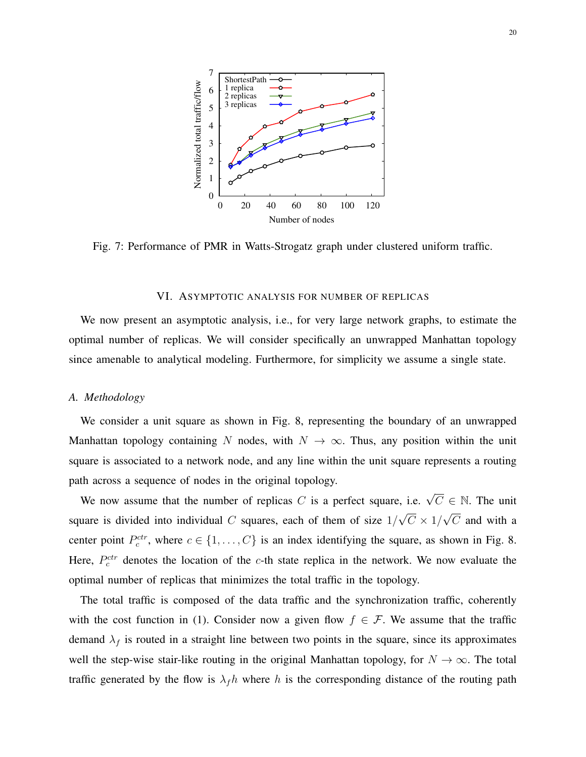Fig. 7: Performance of PMR in Watts-Strogatz graph under clustered uniform traffic.

## VI. Asymptotic analysis for number of replicas

We now present an asymptotic analysis, i.e., for very large network graphs, to estimate the optimal number of replicas. We will consider specifically an unwrapped Manhattan topology since amenable to analytical modeling. Furthermore, for simplicity we assume a single state.

### *A. Methodology*

We consider a unit square as shown in Fig. 8, representing the boundary of an unwrapped Manhattan topology containing $N$ nodes, with $N \to \infty$. Thus, any position within the unit square is associated to a network node, and any line within the unit square represents a routing path across a sequence of nodes in the original topology.

We now assume that the number of replicas $C$ is a perfect square, i.e. $\sqrt{C} \in \mathbb{N}$. The unit square is divided into individual $C$ squares, each of them of size $1/\sqrt{C} \times 1/\sqrt{C}$ and with a center point $P_c^{ctr}$, where $c \in \{1, \dots, C\}$ is an index identifying the square, as shown in Fig. 8. Here, $P_c^{ctr}$ denotes the location of the $c$-th state replica in the network. We now evaluate the optimal number of replicas that minimizes the total traffic in the topology.

The total traffic is composed of the data traffic and the synchronization traffic, coherently with the cost function in (1). Consider now a given flow $f \in \mathcal{F}$. We assume that the traffic demand $\lambda_f$ is routed in a straight line between two points in the square, since its approximates well the step-wise stair-like routing in the original Manhattan topology, for $N \to \infty$. The total traffic generated by the flow is $\lambda_f h$ where $h$ is the corresponding distance of the routing path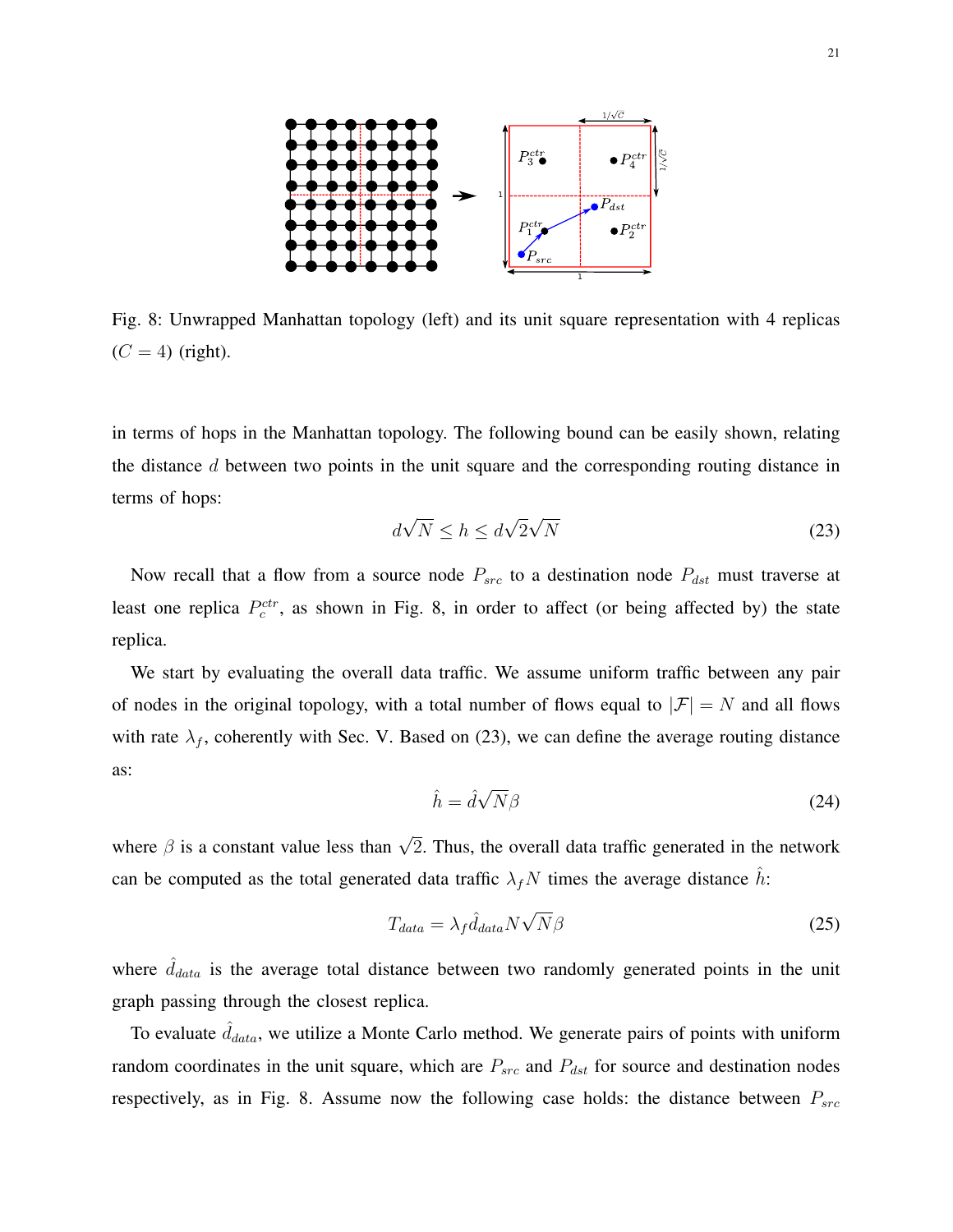Fig. 8: Unwrapped Manhattan topology (left) and its unit square representation with 4 replicas ($C = 4$) (right).

in terms of hops in the Manhattan topology. The following bound can be easily shown, relating the distance $d$ between two points in the unit square and the corresponding routing distance in terms of hops:

$$d\sqrt{N} \leq h \leq d\sqrt{2}\sqrt{N} \tag{23}$$

Now recall that a flow from a source node $P_{src}$ to a destination node $P_{dst}$ must traverse at least one replica $P_c^{ctr}$, as shown in Fig. 8, in order to affect (or being affected by) the state replica.

We start by evaluating the overall data traffic. We assume uniform traffic between any pair of nodes in the original topology, with a total number of flows equal to $|\mathcal{F}| = N$ and all flows with rate $\lambda_f$, coherently with Sec. V. Based on (23), we can define the average routing distance as:

$$\hat{h} = \hat{d}\sqrt{N}\beta \tag{24}$$

where $\beta$ is a constant value less than $\sqrt{2}$. Thus, the overall data traffic generated in the network can be computed as the total generated data traffic $\lambda_f N$ times the average distance $\hat{h}$:

$$T_{data} = \lambda_f \hat{d}_{data} N\sqrt{N}\beta \tag{25}$$

where $\hat{d}_{data}$ is the average total distance between two randomly generated points in the unit graph passing through the closest replica.

To evaluate $\hat{d}_{data}$, we utilize a Monte Carlo method. We generate pairs of points with uniform random coordinates in the unit square, which are $P_{src}$ and $P_{dst}$ for source and destination nodes respectively, as in Fig. 8. Assume now the following case holds: the distance between $P_{src}$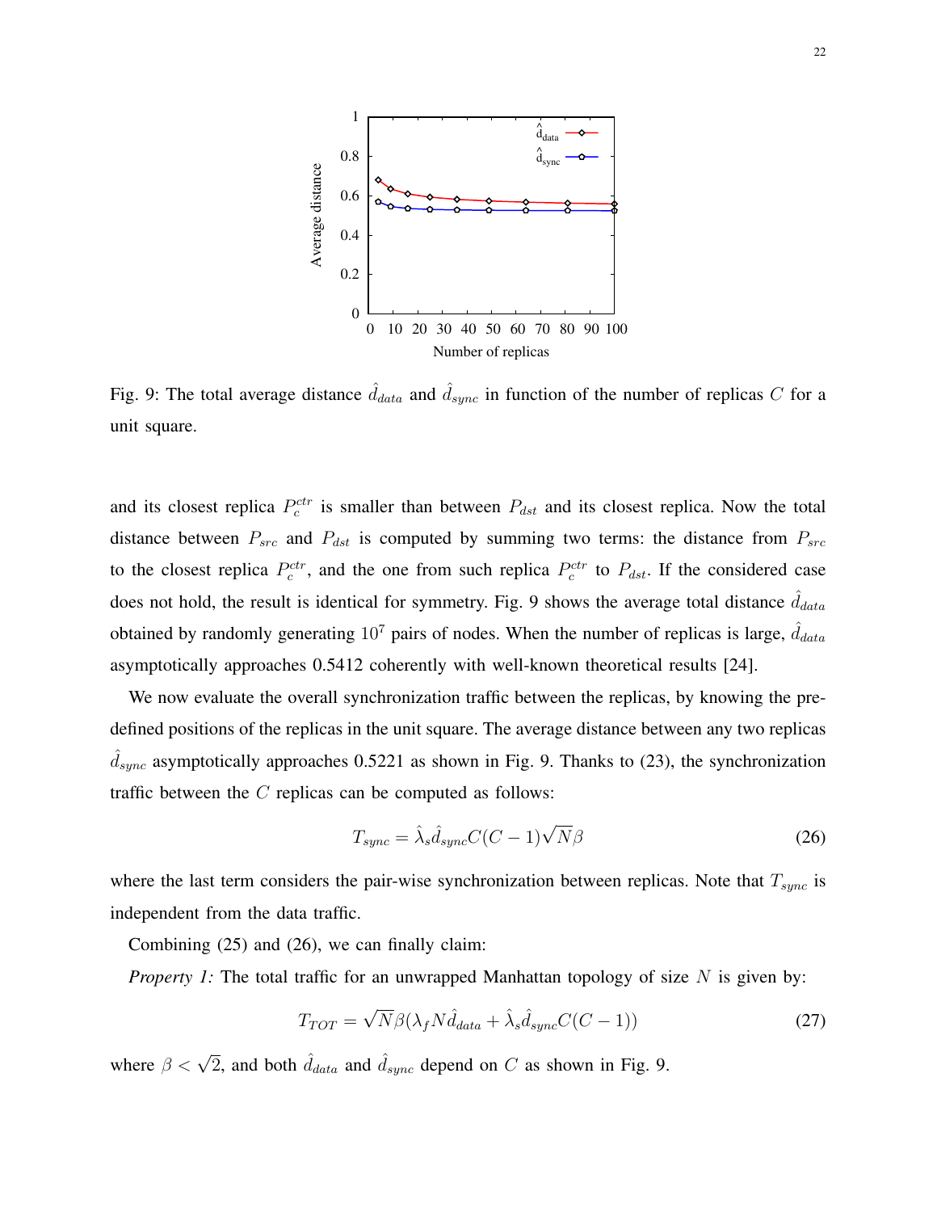Fig. 9: The total average distance $\hat{d}_{data}$ and $\hat{d}_{sync}$ in function of the number of replicas $C$ for a unit square.

and its closest replica $P_c^{ctr}$ is smaller than between $P_{dst}$ and its closest replica. Now the total distance between $P_{src}$ and $P_{dst}$ is computed by summing two terms: the distance from $P_{src}$ to the closest replica $P_c^{ctr}$, and the one from such replica $P_c^{ctr}$ to $P_{dst}$. If the considered case does not hold, the result is identical for symmetry. Fig. 9 shows the average total distance $\hat{d}_{data}$ obtained by randomly generating $10^7$ pairs of nodes. When the number of replicas is large, $\hat{d}_{data}$ asymptotically approaches 0.5412 coherently with well-known theoretical results [24].

We now evaluate the overall synchronization traffic between the replicas, by knowing the pre-defined positions of the replicas in the unit square. The average distance between any two replicas $\hat{d}_{sync}$ asymptotically approaches 0.5221 as shown in Fig. 9. Thanks to (23), the synchronization traffic between the $C$ replicas can be computed as follows:

$$T_{sync} = \hat{\lambda}_s \hat{d}_{sync} C(C-1)\sqrt{N}\beta \tag{26}$$

where the last term considers the pair-wise synchronization between replicas. Note that $T_{sync}$ is independent from the data traffic.

Combining (25) and (26), we can finally claim:

*Property 1:* The total traffic for an unwrapped Manhattan topology of size $N$ is given by:

$$T_{TOT} = \sqrt{N}\beta(\lambda_f N \hat{d}_{data} + \hat{\lambda}_s \hat{d}_{sync} C(C-1)) \tag{27}$$

where $\beta < \sqrt{2}$, and both $\hat{d}_{data}$ and $\hat{d}_{sync}$ depend on $C$ as shown in Fig. 9.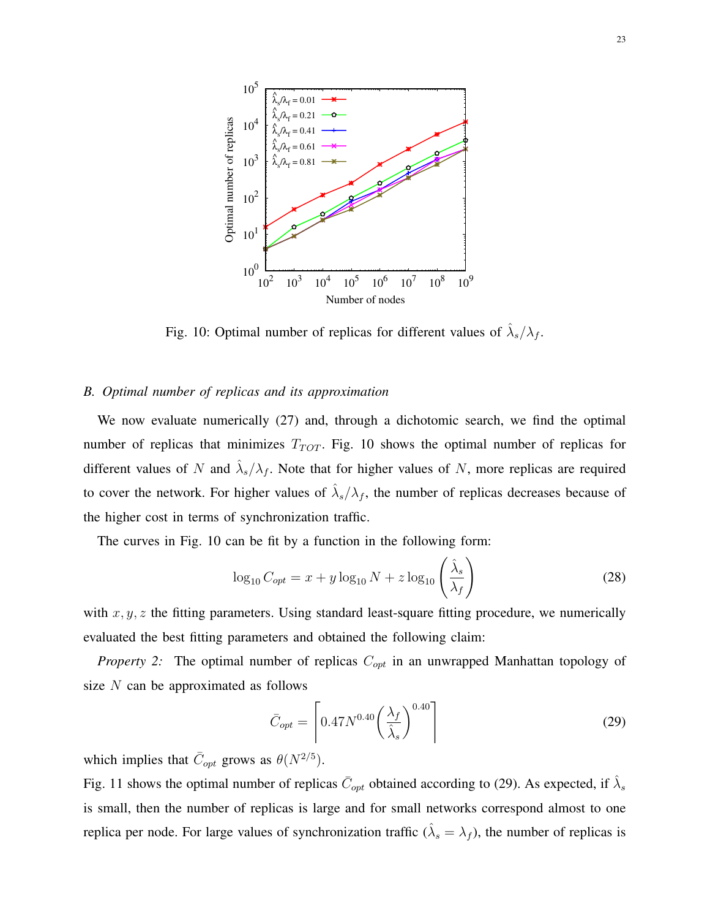Fig. 10: Optimal number of replicas for different values of $\hat{\lambda}_s/\lambda_f$.

### B. Optimal number of replicas and its approximation

We now evaluate numerically (27) and, through a dichotomic search, we find the optimal number of replicas that minimizes $T_{TOT}$. Fig. 10 shows the optimal number of replicas for different values of $N$ and $\hat{\lambda}_s/\lambda_f$. Note that for higher values of $N$, more replicas are required to cover the network. For higher values of $\hat{\lambda}_s/\lambda_f$, the number of replicas decreases because of the higher cost in terms of synchronization traffic.

The curves in Fig. 10 can be fit by a function in the following form:

$$\log_{10} C_{opt} = x + y \log_{10} N + z \log_{10} \left( \frac{\hat{\lambda}_s}{\lambda_f} \right) \tag{28}$$

with $x, y, z$ the fitting parameters. Using standard least-square fitting procedure, we numerically evaluated the best fitting parameters and obtained the following claim:

*Property 2:* The optimal number of replicas $C_{opt}$ in an unwrapped Manhattan topology of size $N$ can be approximated as follows

$$\bar{C}_{opt} = \left\lceil 0.47 N^{0.40} \left( \frac{\lambda_f}{\hat{\lambda}_s} \right)^{0.40} \right\rceil \tag{29}$$

which implies that $\bar{C}_{opt}$ grows as $\theta(N^{2/5})$.

Fig. 11 shows the optimal number of replicas $\bar{C}_{opt}$ obtained according to (29). As expected, if $\hat{\lambda}_s$ is small, then the number of replicas is large and for small networks correspond almost to one replica per node. For large values of synchronization traffic ($\hat{\lambda}_s = \lambda_f$), the number of replicas is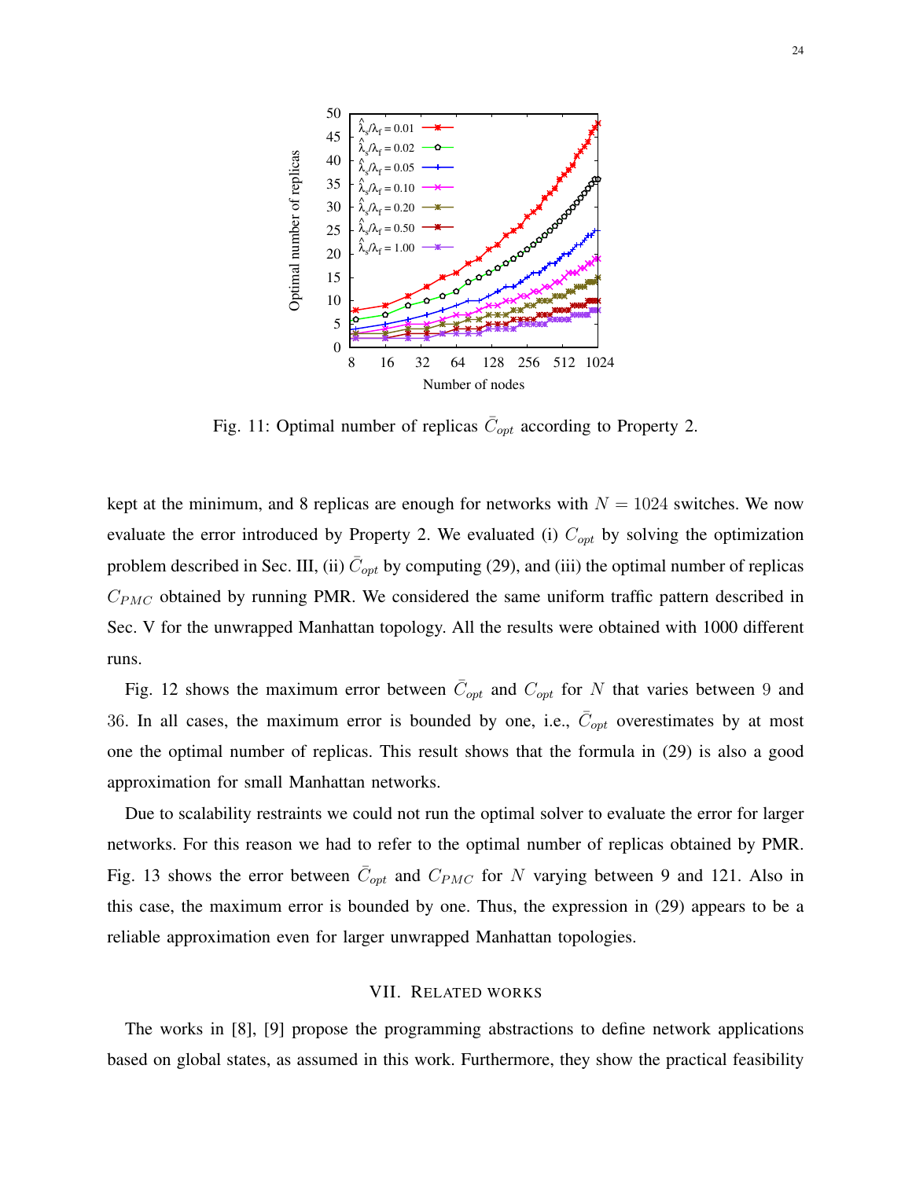Fig. 11: Optimal number of replicas $\bar{C}_{opt}$ according to Property 2.

kept at the minimum, and 8 replicas are enough for networks with $N = 1024$ switches. We now evaluate the error introduced by Property 2. We evaluated (i) $C_{opt}$ by solving the optimization problem described in Sec. III, (ii) $\bar{C}_{opt}$ by computing (29), and (iii) the optimal number of replicas $C_{PMC}$ obtained by running PMR. We considered the same uniform traffic pattern described in Sec. V for the unwrapped Manhattan topology. All the results were obtained with 1000 different runs.

Fig. 12 shows the maximum error between $\bar{C}_{opt}$ and $C_{opt}$ for $N$ that varies between 9 and 36. In all cases, the maximum error is bounded by one, i.e., $\bar{C}_{opt}$ overestimates by at most one the optimal number of replicas. This result shows that the formula in (29) is also a good approximation for small Manhattan networks.

Due to scalability restraints we could not run the optimal solver to evaluate the error for larger networks. For this reason we had to refer to the optimal number of replicas obtained by PMR. Fig. 13 shows the error between $\bar{C}_{opt}$ and $C_{PMC}$ for $N$ varying between 9 and 121. Also in this case, the maximum error is bounded by one. Thus, the expression in (29) appears to be a reliable approximation even for larger unwrapped Manhattan topologies.

## VII. Related Works

The works in [8], [9] propose the programming abstractions to define network applications based on global states, as assumed in this work. Furthermore, they show the practical feasibility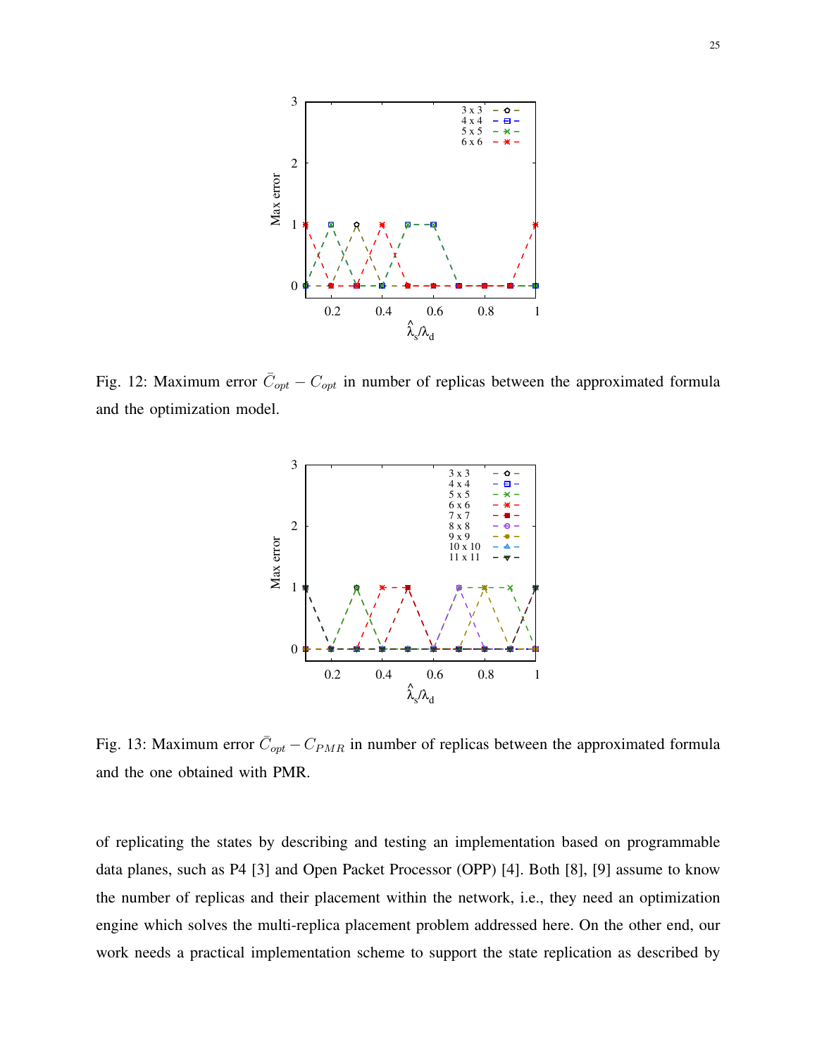Fig. 12: Maximum error $\bar{C}_{opt} - C_{opt}$ in number of replicas between the approximated formula and the optimization model.

Fig. 13: Maximum error $\bar{C}_{opt} - C_{PMR}$ in number of replicas between the approximated formula and the one obtained with PMR.

of replicating the states by describing and testing an implementation based on programmable data planes, such as P4 [3] and Open Packet Processor (OPP) [4]. Both [8], [9] assume to know the number of replicas and their placement within the network, i.e., they need an optimization engine which solves the multi-replica placement problem addressed here. On the other end, our work needs a practical implementation scheme to support the state replication as described by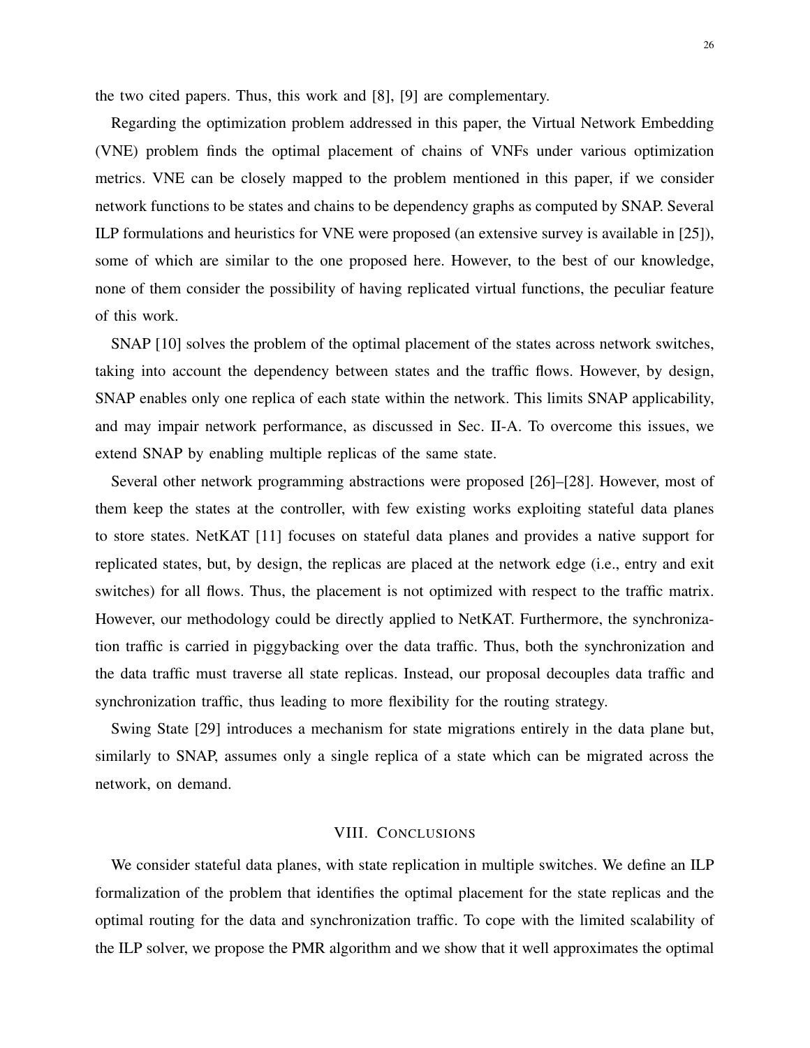the two cited papers. Thus, this work and [8], [9] are complementary.

Regarding the optimization problem addressed in this paper, the Virtual Network Embedding (VNE) problem finds the optimal placement of chains of VNFs under various optimization metrics. VNE can be closely mapped to the problem mentioned in this paper, if we consider network functions to be states and chains to be dependency graphs as computed by SNAP. Several ILP formulations and heuristics for VNE were proposed (an extensive survey is available in [25]), some of which are similar to the one proposed here. However, to the best of our knowledge, none of them consider the possibility of having replicated virtual functions, the peculiar feature of this work.

SNAP [10] solves the problem of the optimal placement of the states across network switches, taking into account the dependency between states and the traffic flows. However, by design, SNAP enables only one replica of each state within the network. This limits SNAP applicability, and may impair network performance, as discussed in Sec. II-A. To overcome this issues, we extend SNAP by enabling multiple replicas of the same state.

Several other network programming abstractions were proposed [26]–[28]. However, most of them keep the states at the controller, with few existing works exploiting stateful data planes to store states. NetKAT [11] focuses on stateful data planes and provides a native support for replicated states, but, by design, the replicas are placed at the network edge (i.e., entry and exit switches) for all flows. Thus, the placement is not optimized with respect to the traffic matrix. However, our methodology could be directly applied to NetKAT. Furthermore, the synchronization traffic is carried in piggybacking over the data traffic. Thus, both the synchronization and the data traffic must traverse all state replicas. Instead, our proposal decouples data traffic and synchronization traffic, thus leading to more flexibility for the routing strategy.

Swing State [29] introduces a mechanism for state migrations entirely in the data plane but, similarly to SNAP, assumes only a single replica of a state which can be migrated across the network, on demand.

## VIII. Conclusions

We consider stateful data planes, with state replication in multiple switches. We define an ILP formalization of the problem that identifies the optimal placement for the state replicas and the optimal routing for the data and synchronization traffic. To cope with the limited scalability of the ILP solver, we propose the PMR algorithm and we show that it well approximates the optimal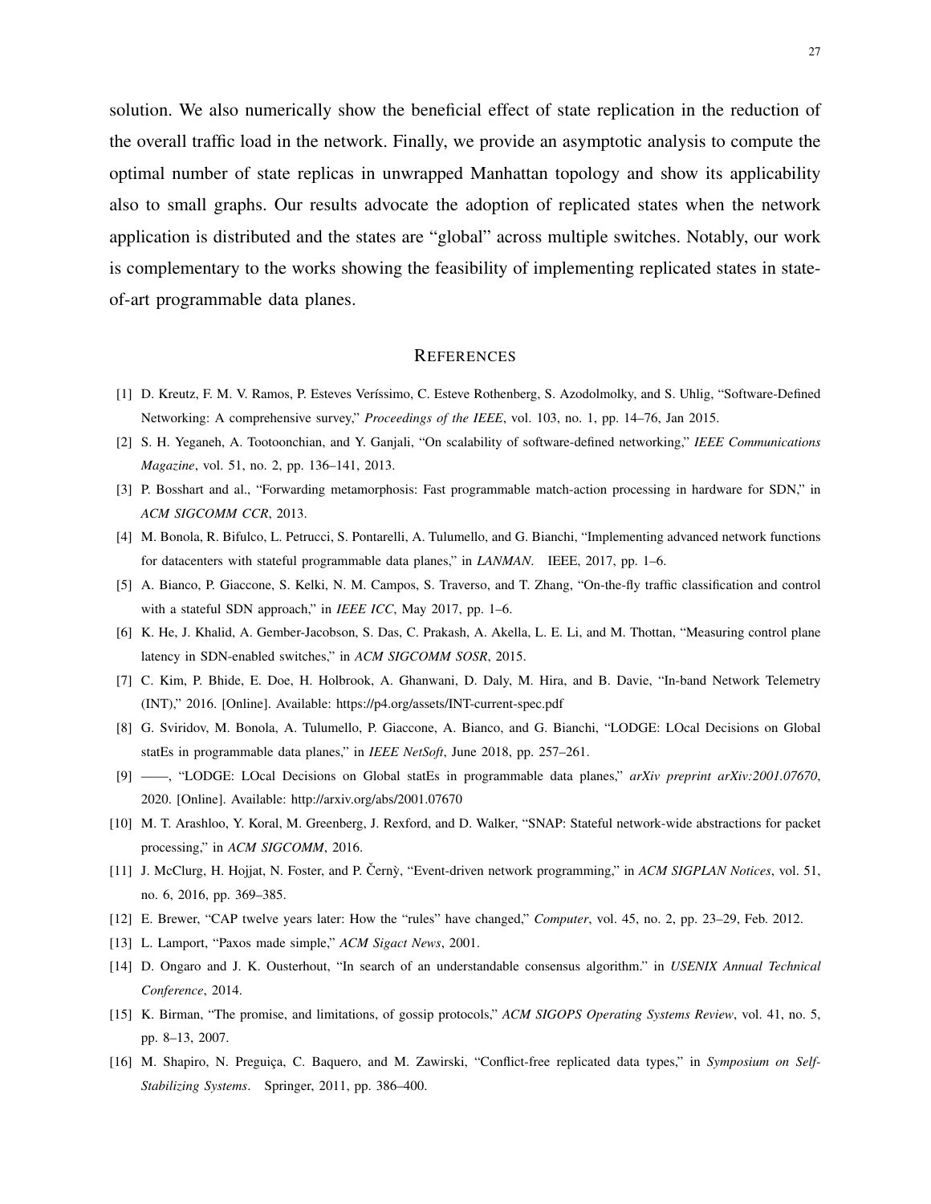solution. We also numerically show the beneficial effect of state replication in the reduction of the overall traffic load in the network. Finally, we provide an asymptotic analysis to compute the optimal number of state replicas in unwrapped Manhattan topology and show its applicability also to small graphs. Our results advocate the adoption of replicated states when the network application is distributed and the states are "global" across multiple switches. Notably, our work is complementary to the works showing the feasibility of implementing replicated states in state-of-art programmable data planes.

## References

[1] D. Kreutz, F. M. V. Ramos, P. Esteves Veríssimo, C. Esteve Rothenberg, S. Azodolmolky, and S. Uhlig, "Software-Defined Networking: A comprehensive survey," *Proceedings of the IEEE*, vol. 103, no. 1, pp. 14–76, Jan 2015.

[2] S. H. Yeganeh, A. Tootoonchian, and Y. Ganjali, "On scalability of software-defined networking," *IEEE Communications Magazine*, vol. 51, no. 2, pp. 136–141, 2013.

[3] P. Bosshart and al., "Forwarding metamorphosis: Fast programmable match-action processing in hardware for SDN," in *ACM SIGCOMM CCR*, 2013.

[4] M. Bonola, R. Bifulco, L. Petrucci, S. Pontarelli, A. Tulumello, and G. Bianchi, "Implementing advanced network functions for datacenters with stateful programmable data planes," in *LANMAN*. IEEE, 2017, pp. 1–6.

[5] A. Bianco, P. Giaccone, S. Kelki, N. M. Campos, S. Traverso, and T. Zhang, "On-the-fly traffic classification and control with a stateful SDN approach," in *IEEE ICC*, May 2017, pp. 1–6.

[6] K. He, J. Khalid, A. Gember-Jacobson, S. Das, C. Prakash, A. Akella, L. E. Li, and M. Thottan, "Measuring control plane latency in SDN-enabled switches," in *ACM SIGCOMM SOSR*, 2015.

[7] C. Kim, P. Bhide, E. Doe, H. Holbrook, A. Ghanwani, D. Daly, M. Hira, and B. Davie, "In-band Network Telemetry (INT)," 2016. [Online]. Available: https://p4.org/assets/INT-current-spec.pdf

[8] G. Sviridov, M. Bonola, A. Tulumello, P. Giaccone, A. Bianco, and G. Bianchi, "LODGE: LOcal Decisions on Global statEs in programmable data planes," in *IEEE NetSoft*, June 2018, pp. 257–261.

[9] ——, "LODGE: LOcal Decisions on Global statEs in programmable data planes," *arXiv preprint arXiv:2001.07670*, 2020. [Online]. Available: http://arxiv.org/abs/2001.07670

[10] M. T. Arashloo, Y. Koral, M. Greenberg, J. Rexford, and D. Walker, "SNAP: Stateful network-wide abstractions for packet processing," in *ACM SIGCOMM*, 2016.

[11] J. McClurg, H. Hojjat, N. Foster, and P. Černỳ, "Event-driven network programming," in *ACM SIGPLAN Notices*, vol. 51, no. 6, 2016, pp. 369–385.

[12] E. Brewer, "CAP twelve years later: How the "rules" have changed," *Computer*, vol. 45, no. 2, pp. 23–29, Feb. 2012.

[13] L. Lamport, "Paxos made simple," *ACM Sigact News*, 2001.

[14] D. Ongaro and J. K. Ousterhout, "In search of an understandable consensus algorithm." in *USENIX Annual Technical Conference*, 2014.

[15] K. Birman, "The promise, and limitations, of gossip protocols," *ACM SIGOPS Operating Systems Review*, vol. 41, no. 5, pp. 8–13, 2007.

[16] M. Shapiro, N. Preguiça, C. Baquero, and M. Zawirski, "Conflict-free replicated data types," in *Symposium on Self-Stabilizing Systems*. Springer, 2011, pp. 386–400.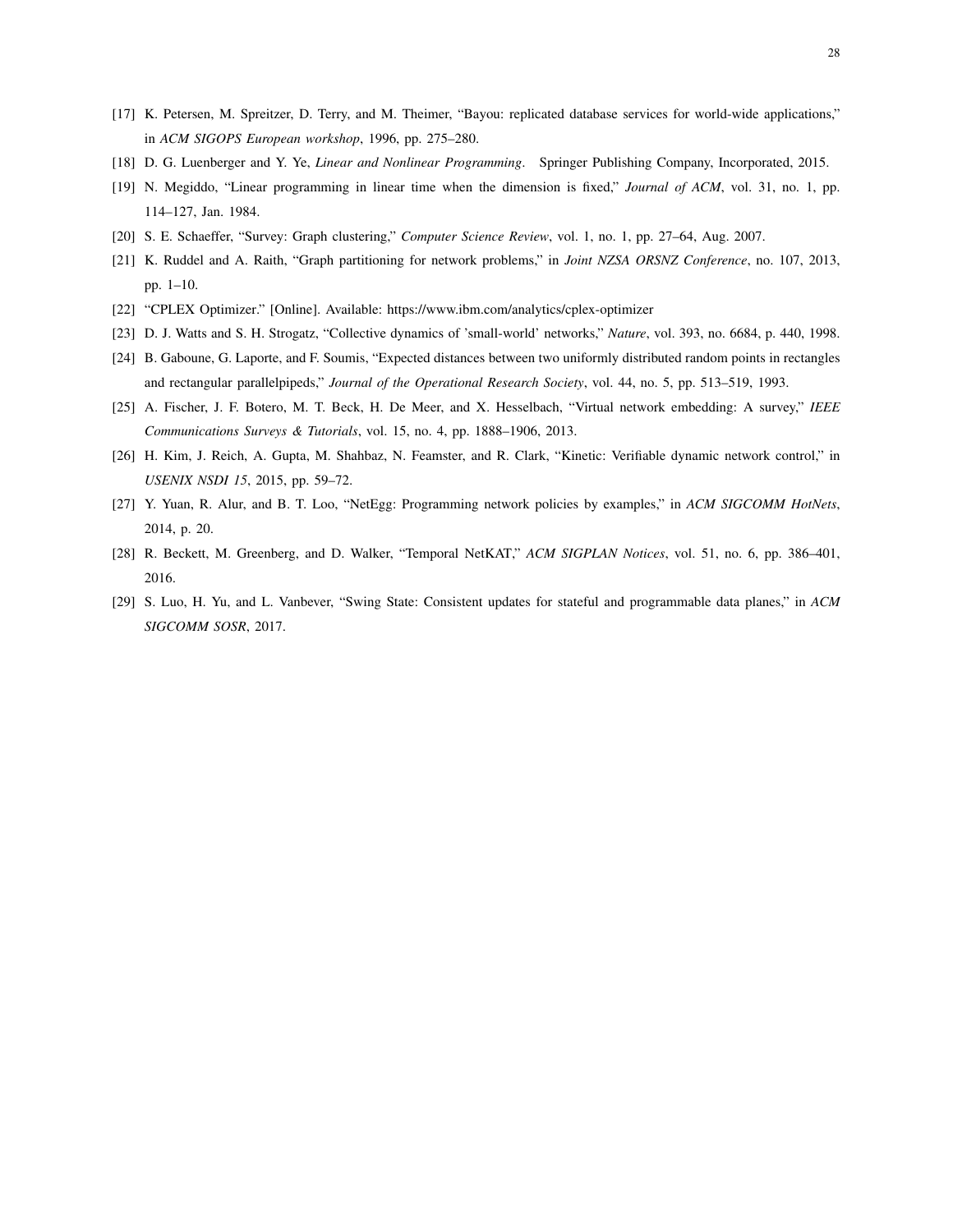[17] K. Petersen, M. Spreitzer, D. Terry, and M. Theimer, "Bayou: replicated database services for world-wide applications," in *ACM SIGOPS European workshop*, 1996, pp. 275–280.

[18] D. G. Luenberger and Y. Ye, *Linear and Nonlinear Programming*. Springer Publishing Company, Incorporated, 2015.

[19] N. Megiddo, "Linear programming in linear time when the dimension is fixed," *Journal of ACM*, vol. 31, no. 1, pp. 114–127, Jan. 1984.

[20] S. E. Schaeffer, "Survey: Graph clustering," *Computer Science Review*, vol. 1, no. 1, pp. 27–64, Aug. 2007.

[21] K. Ruddel and A. Raith, "Graph partitioning for network problems," in *Joint NZSA ORSNZ Conference*, no. 107, 2013, pp. 1–10.

[22] "CPLEX Optimizer." [Online]. Available: https://www.ibm.com/analytics/cplex-optimizer

[23] D. J. Watts and S. H. Strogatz, "Collective dynamics of 'small-world' networks," *Nature*, vol. 393, no. 6684, p. 440, 1998.

[24] B. Gaboune, G. Laporte, and F. Soumis, "Expected distances between two uniformly distributed random points in rectangles and rectangular parallelpipeds," *Journal of the Operational Research Society*, vol. 44, no. 5, pp. 513–519, 1993.

[25] A. Fischer, J. F. Botero, M. T. Beck, H. De Meer, and X. Hesselbach, "Virtual network embedding: A survey," *IEEE Communications Surveys & Tutorials*, vol. 15, no. 4, pp. 1888–1906, 2013.

[26] H. Kim, J. Reich, A. Gupta, M. Shahbaz, N. Feamster, and R. Clark, "Kinetic: Verifiable dynamic network control," in *USENIX NSDI 15*, 2015, pp. 59–72.

[27] Y. Yuan, R. Alur, and B. T. Loo, "NetEgg: Programming network policies by examples," in *ACM SIGCOMM HotNets*, 2014, p. 20.

[28] R. Beckett, M. Greenberg, and D. Walker, "Temporal NetKAT," *ACM SIGPLAN Notices*, vol. 51, no. 6, pp. 386–401, 2016.

[29] S. Luo, H. Yu, and L. Vanbever, "Swing State: Consistent updates for stateful and programmable data planes," in *ACM SIGCOMM SOSR*, 2017.